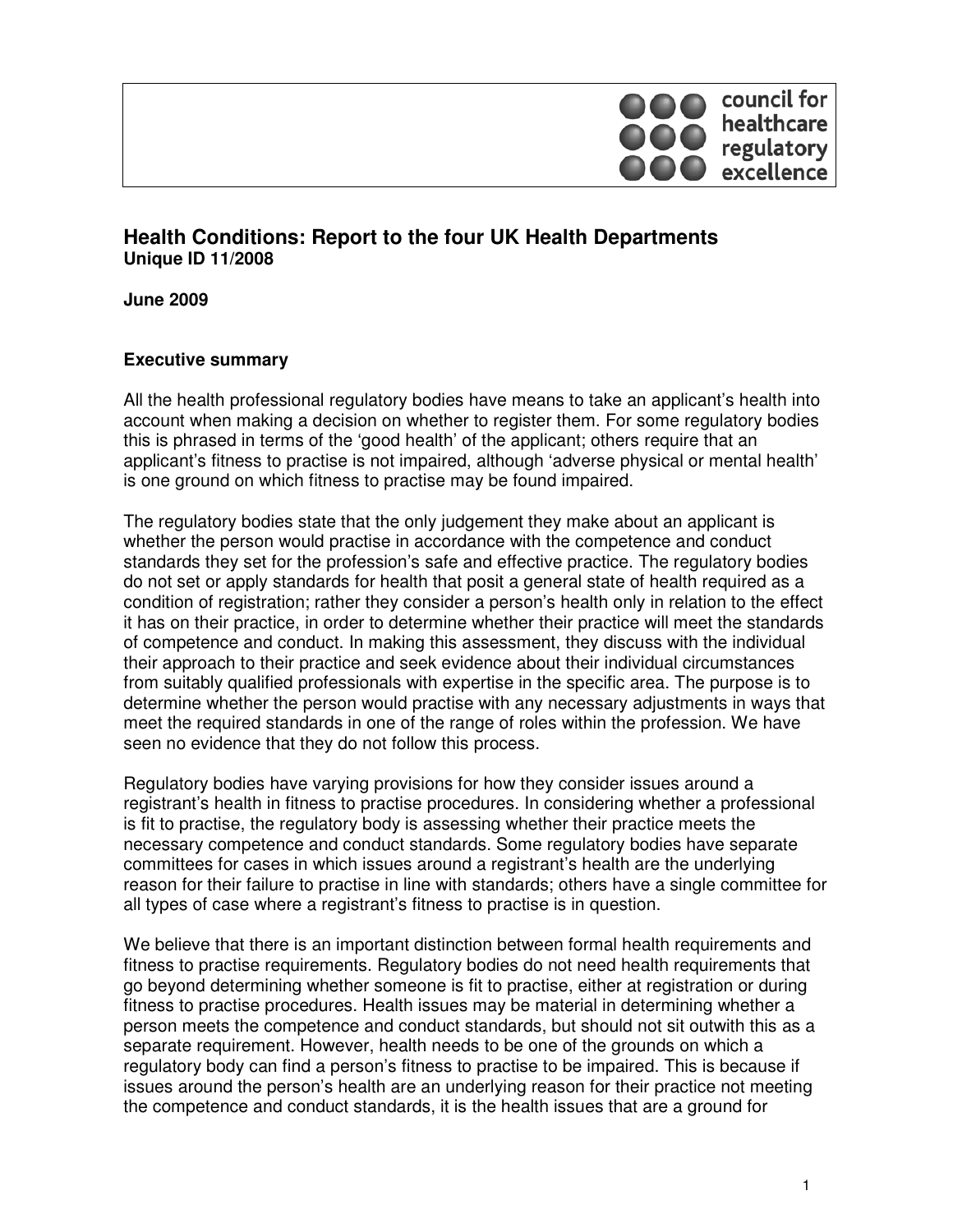council for healthcare regulatory excellence

# Health Conditions: Report to the four UK Health Departments

**Unique ID 11/2008**

**June 2009**

## Executive summary

All the health professional regulatory bodies have means to take an applicant's health into account when making a decision on whether to register them. For some regulatory bodies this is phrased in terms of the 'good health' of the applicant; others require that an applicant's fitness to practise is not impaired, although 'adverse physical or mental health' is one ground on which fitness to practise may be found impaired.

The regulatory bodies state that the only judgement they make about an applicant is whether the person would practise in accordance with the competence and conduct standards they set for the profession's safe and effective practice. The regulatory bodies do not set or apply standards for health that posit a general state of health required as a condition of registration; rather they consider a person's health only in relation to the effect it has on their practice, in order to determine whether their practice will meet the standards of competence and conduct. In making this assessment, they discuss with the individual their approach to their practice and seek evidence about their individual circumstances from suitably qualified professionals with expertise in the specific area. The purpose is to determine whether the person would practise with any necessary adjustments in ways that meet the required standards in one of the range of roles within the profession. We have seen no evidence that they do not follow this process.

Regulatory bodies have varying provisions for how they consider issues around a registrant's health in fitness to practise procedures. In considering whether a professional is fit to practise, the regulatory body is assessing whether their practice meets the necessary competence and conduct standards. Some regulatory bodies have separate committees for cases in which issues around a registrant's health are the underlying reason for their failure to practise in line with standards; others have a single committee for all types of case where a registrant's fitness to practise is in question.

We believe that there is an important distinction between formal health requirements and fitness to practise requirements. Regulatory bodies do not need health requirements that go beyond determining whether someone is fit to practise, either at registration or during fitness to practise procedures. Health issues may be material in determining whether a person meets the competence and conduct standards, but should not sit outwith this as a separate requirement. However, health needs to be one of the grounds on which a regulatory body can find a person's fitness to practise to be impaired. This is because if issues around the person's health are an underlying reason for their practice not meeting the competence and conduct standards, it is the health issues that are a ground for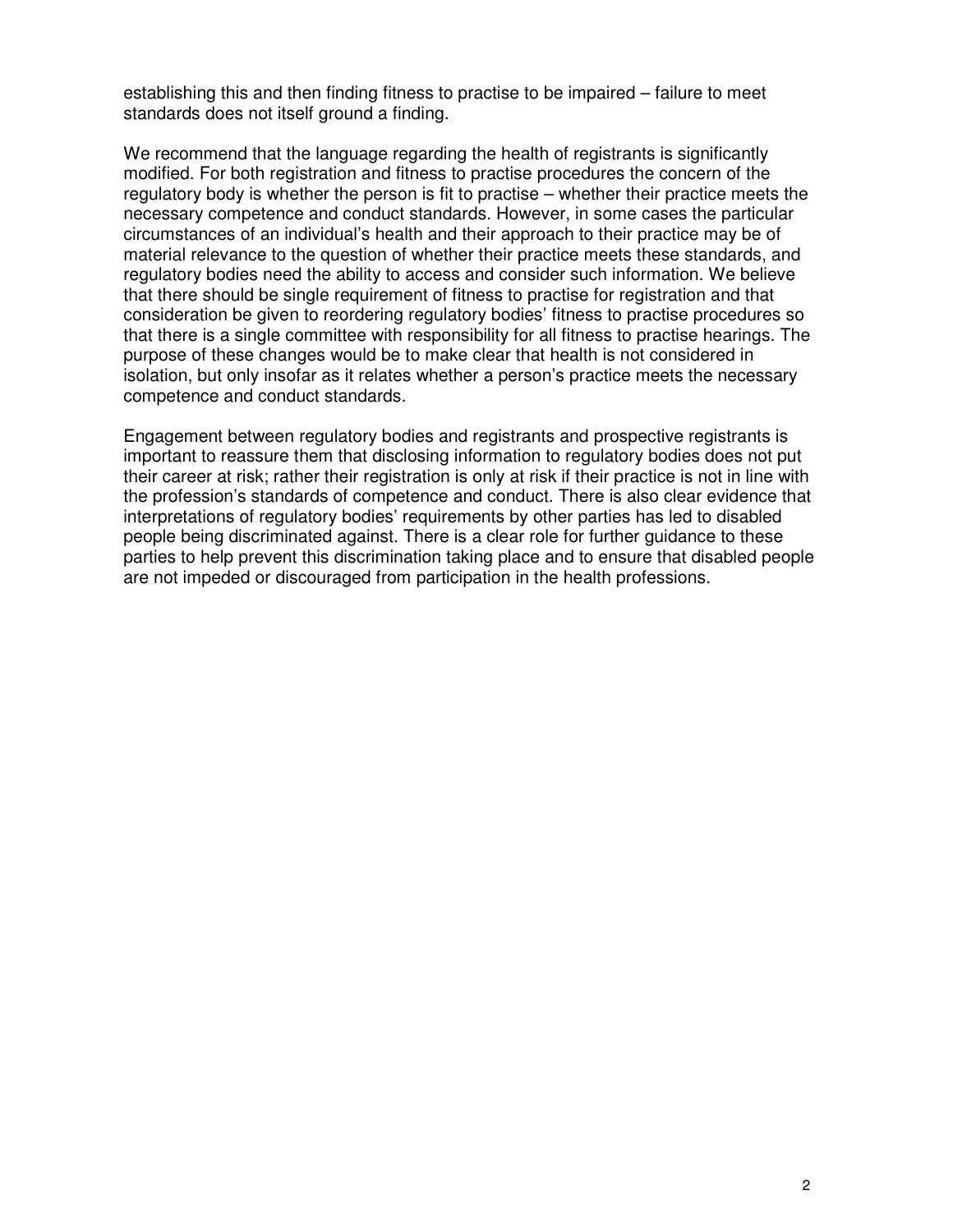establishing this and then finding fitness to practise to be impaired – failure to meet standards does not itself ground a finding.

We recommend that the language regarding the health of registrants is significantly modified. For both registration and fitness to practise procedures the concern of the regulatory body is whether the person is fit to practise – whether their practice meets the necessary competence and conduct standards. However, in some cases the particular circumstances of an individual's health and their approach to their practice may be of material relevance to the question of whether their practice meets these standards, and regulatory bodies need the ability to access and consider such information. We believe that there should be single requirement of fitness to practise for registration and that consideration be given to reordering regulatory bodies' fitness to practise procedures so that there is a single committee with responsibility for all fitness to practise hearings. The purpose of these changes would be to make clear that health is not considered in isolation, but only insofar as it relates whether a person's practice meets the necessary competence and conduct standards.

Engagement between regulatory bodies and registrants and prospective registrants is important to reassure them that disclosing information to regulatory bodies does not put their career at risk; rather their registration is only at risk if their practice is not in line with the profession's standards of competence and conduct. There is also clear evidence that interpretations of regulatory bodies' requirements by other parties has led to disabled people being discriminated against. There is a clear role for further guidance to these parties to help prevent this discrimination taking place and to ensure that disabled people are not impeded or discouraged from participation in the health professions.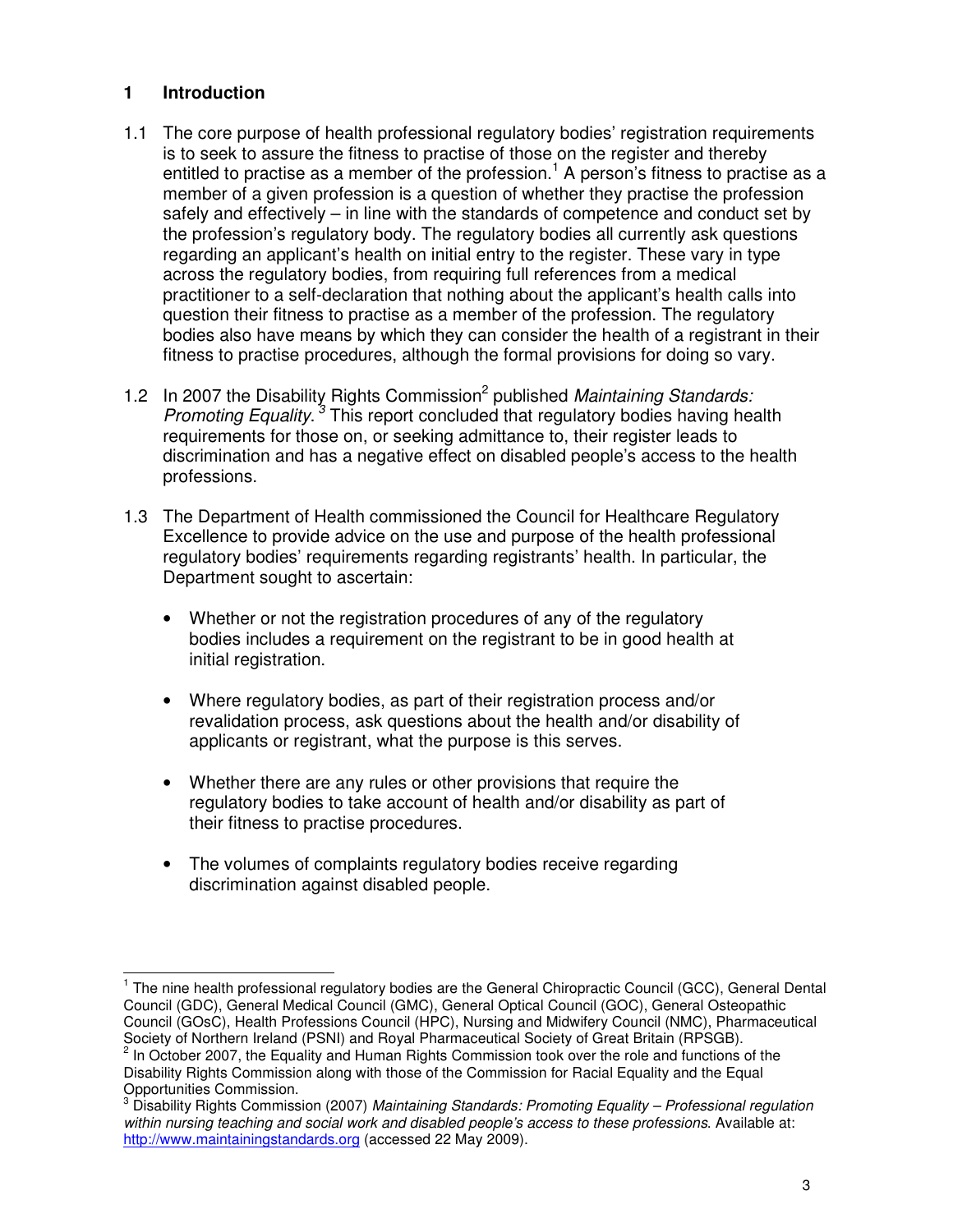## 1 Introduction

1.1 The core purpose of health professional regulatory bodies' registration requirements is to seek to assure the fitness to practise of those on the register and thereby entitled to practise as a member of the profession.[1] A person's fitness to practise as a member of a given profession is a question of whether they practise the profession safely and effectively – in line with the standards of competence and conduct set by the profession's regulatory body. The regulatory bodies all currently ask questions regarding an applicant's health on initial entry to the register. These vary in type across the regulatory bodies, from requiring full references from a medical practitioner to a self-declaration that nothing about the applicant's health calls into question their fitness to practise as a member of the profession. The regulatory bodies also have means by which they can consider the health of a registrant in their fitness to practise procedures, although the formal provisions for doing so vary.

1.2 In 2007 the Disability Rights Commission[2] published *Maintaining Standards: Promoting Equality*.[3] This report concluded that regulatory bodies having health requirements for those on, or seeking admittance to, their register leads to discrimination and has a negative effect on disabled people's access to the health professions.

1.3 The Department of Health commissioned the Council for Healthcare Regulatory Excellence to provide advice on the use and purpose of the health professional regulatory bodies' requirements regarding registrants' health. In particular, the Department sought to ascertain:

- Whether or not the registration procedures of any of the regulatory bodies includes a requirement on the registrant to be in good health at initial registration.
- Where regulatory bodies, as part of their registration process and/or revalidation process, ask questions about the health and/or disability of applicants or registrant, what the purpose is this serves.
- Whether there are any rules or other provisions that require the regulatory bodies to take account of health and/or disability as part of their fitness to practise procedures.
- The volumes of complaints regulatory bodies receive regarding discrimination against disabled people.

---

[1] The nine health professional regulatory bodies are the General Chiropractic Council (GCC), General Dental Council (GDC), General Medical Council (GMC), General Optical Council (GOC), General Osteopathic Council (GOsC), Health Professions Council (HPC), Nursing and Midwifery Council (NMC), Pharmaceutical Society of Northern Ireland (PSNI) and Royal Pharmaceutical Society of Great Britain (RPSGB).

[2] In October 2007, the Equality and Human Rights Commission took over the role and functions of the Disability Rights Commission along with those of the Commission for Racial Equality and the Equal Opportunities Commission.

[3] Disability Rights Commission (2007) *Maintaining Standards: Promoting Equality – Professional regulation within nursing teaching and social work and disabled people's access to these professions*. Available at: http://www.maintainingstandards.org (accessed 22 May 2009).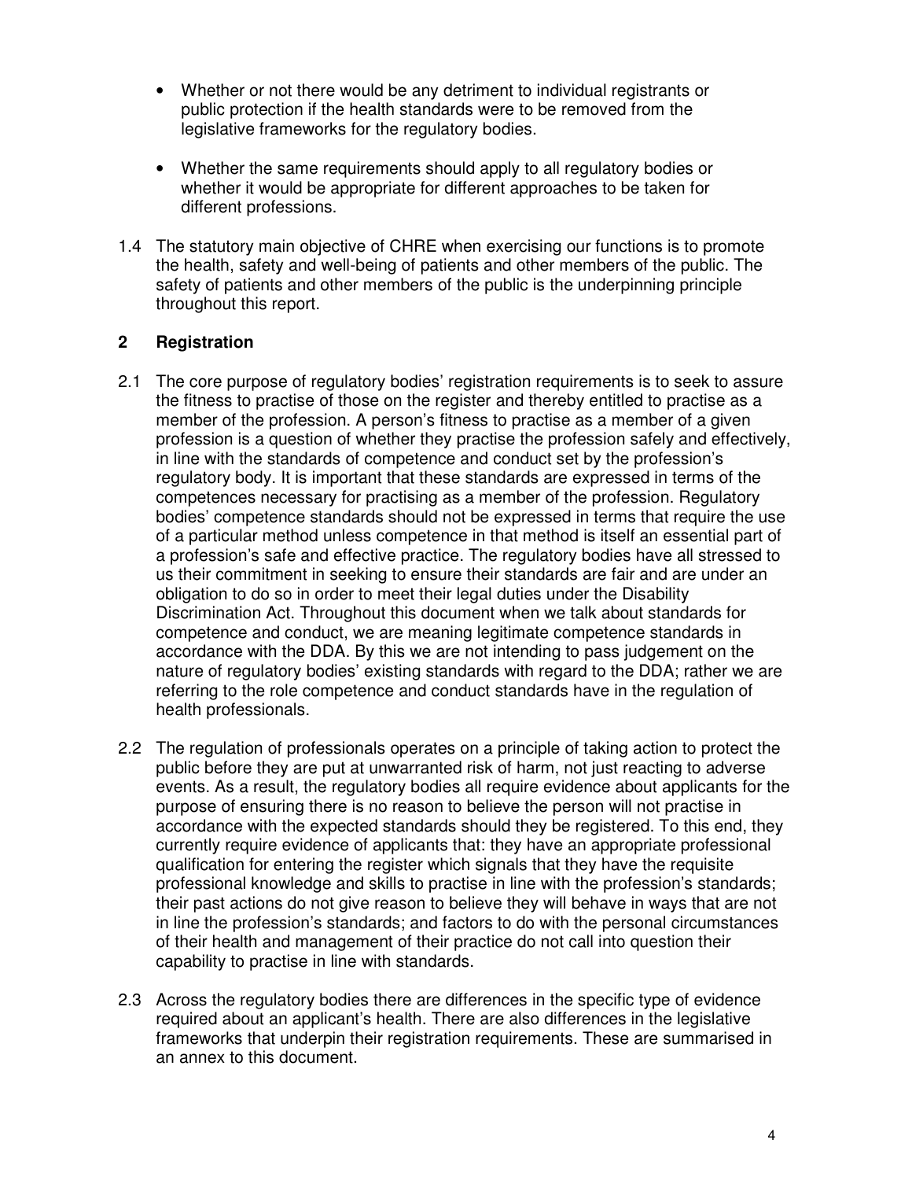- Whether or not there would be any detriment to individual registrants or public protection if the health standards were to be removed from the legislative frameworks for the regulatory bodies.

- Whether the same requirements should apply to all regulatory bodies or whether it would be appropriate for different approaches to be taken for different professions.

1.4 The statutory main objective of CHRE when exercising our functions is to promote the health, safety and well-being of patients and other members of the public. The safety of patients and other members of the public is the underpinning principle throughout this report.

## 2 Registration

2.1 The core purpose of regulatory bodies' registration requirements is to seek to assure the fitness to practise of those on the register and thereby entitled to practise as a member of the profession. A person's fitness to practise as a member of a given profession is a question of whether they practise the profession safely and effectively, in line with the standards of competence and conduct set by the profession's regulatory body. It is important that these standards are expressed in terms of the competences necessary for practising as a member of the profession. Regulatory bodies' competence standards should not be expressed in terms that require the use of a particular method unless competence in that method is itself an essential part of a profession's safe and effective practice. The regulatory bodies have all stressed to us their commitment in seeking to ensure their standards are fair and are under an obligation to do so in order to meet their legal duties under the Disability Discrimination Act. Throughout this document when we talk about standards for competence and conduct, we are meaning legitimate competence standards in accordance with the DDA. By this we are not intending to pass judgement on the nature of regulatory bodies' existing standards with regard to the DDA; rather we are referring to the role competence and conduct standards have in the regulation of health professionals.

2.2 The regulation of professionals operates on a principle of taking action to protect the public before they are put at unwarranted risk of harm, not just reacting to adverse events. As a result, the regulatory bodies all require evidence about applicants for the purpose of ensuring there is no reason to believe the person will not practise in accordance with the expected standards should they be registered. To this end, they currently require evidence of applicants that: they have an appropriate professional qualification for entering the register which signals that they have the requisite professional knowledge and skills to practise in line with the profession's standards; their past actions do not give reason to believe they will behave in ways that are not in line the profession's standards; and factors to do with the personal circumstances of their health and management of their practice do not call into question their capability to practise in line with standards.

2.3 Across the regulatory bodies there are differences in the specific type of evidence required about an applicant's health. There are also differences in the legislative frameworks that underpin their registration requirements. These are summarised in an annex to this document.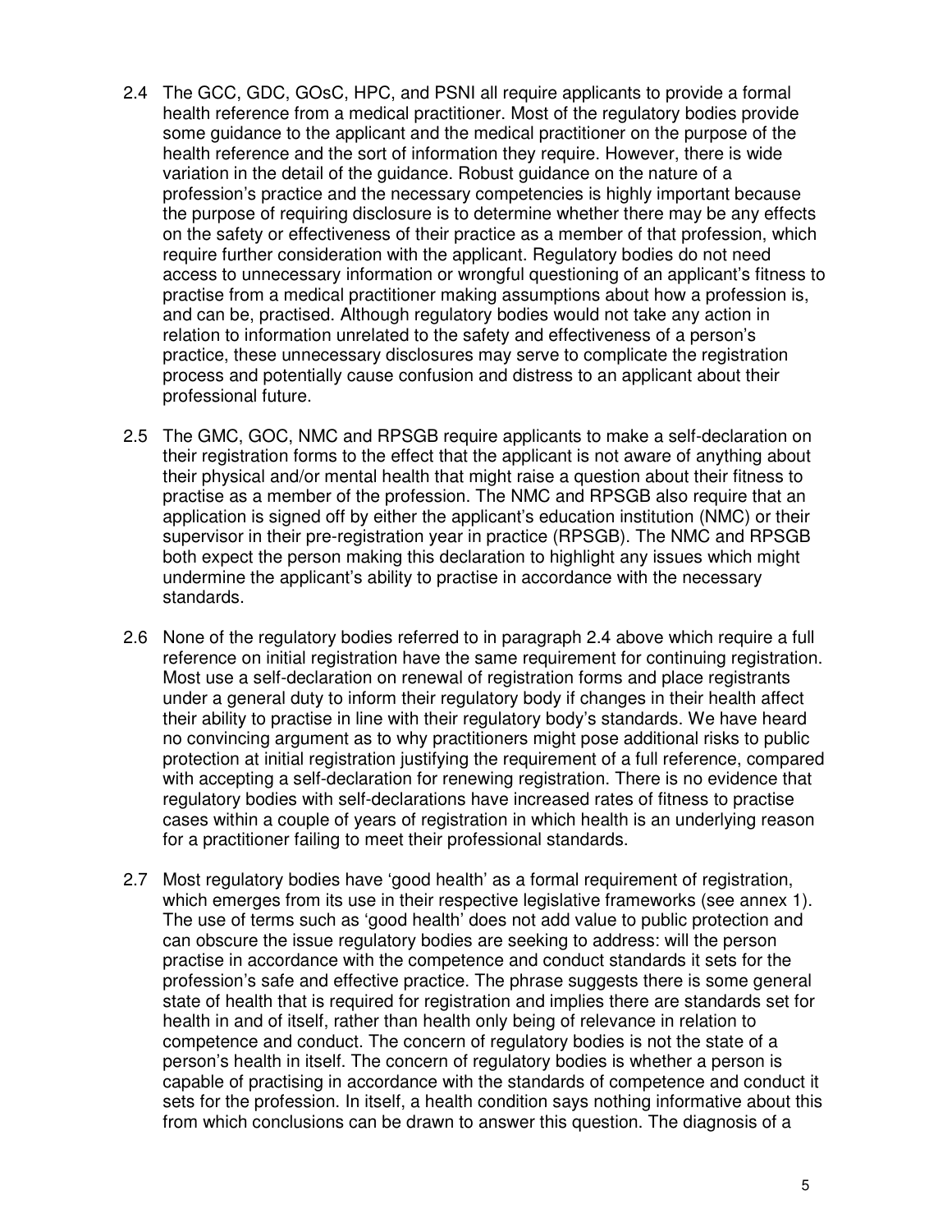2.4 The GCC, GDC, GOsC, HPC, and PSNI all require applicants to provide a formal health reference from a medical practitioner. Most of the regulatory bodies provide some guidance to the applicant and the medical practitioner on the purpose of the health reference and the sort of information they require. However, there is wide variation in the detail of the guidance. Robust guidance on the nature of a profession's practice and the necessary competencies is highly important because the purpose of requiring disclosure is to determine whether there may be any effects on the safety or effectiveness of their practice as a member of that profession, which require further consideration with the applicant. Regulatory bodies do not need access to unnecessary information or wrongful questioning of an applicant's fitness to practise from a medical practitioner making assumptions about how a profession is, and can be, practised. Although regulatory bodies would not take any action in relation to information unrelated to the safety and effectiveness of a person's practice, these unnecessary disclosures may serve to complicate the registration process and potentially cause confusion and distress to an applicant about their professional future.

2.5 The GMC, GOC, NMC and RPSGB require applicants to make a self-declaration on their registration forms to the effect that the applicant is not aware of anything about their physical and/or mental health that might raise a question about their fitness to practise as a member of the profession. The NMC and RPSGB also require that an application is signed off by either the applicant's education institution (NMC) or their supervisor in their pre-registration year in practice (RPSGB). The NMC and RPSGB both expect the person making this declaration to highlight any issues which might undermine the applicant's ability to practise in accordance with the necessary standards.

2.6 None of the regulatory bodies referred to in paragraph 2.4 above which require a full reference on initial registration have the same requirement for continuing registration. Most use a self-declaration on renewal of registration forms and place registrants under a general duty to inform their regulatory body if changes in their health affect their ability to practise in line with their regulatory body's standards. We have heard no convincing argument as to why practitioners might pose additional risks to public protection at initial registration justifying the requirement of a full reference, compared with accepting a self-declaration for renewing registration. There is no evidence that regulatory bodies with self-declarations have increased rates of fitness to practise cases within a couple of years of registration in which health is an underlying reason for a practitioner failing to meet their professional standards.

2.7 Most regulatory bodies have 'good health' as a formal requirement of registration, which emerges from its use in their respective legislative frameworks (see annex 1). The use of terms such as 'good health' does not add value to public protection and can obscure the issue regulatory bodies are seeking to address: will the person practise in accordance with the competence and conduct standards it sets for the profession's safe and effective practice. The phrase suggests there is some general state of health that is required for registration and implies there are standards set for health in and of itself, rather than health only being of relevance in relation to competence and conduct. The concern of regulatory bodies is not the state of a person's health in itself. The concern of regulatory bodies is whether a person is capable of practising in accordance with the standards of competence and conduct it sets for the profession. In itself, a health condition says nothing informative about this from which conclusions can be drawn to answer this question. The diagnosis of a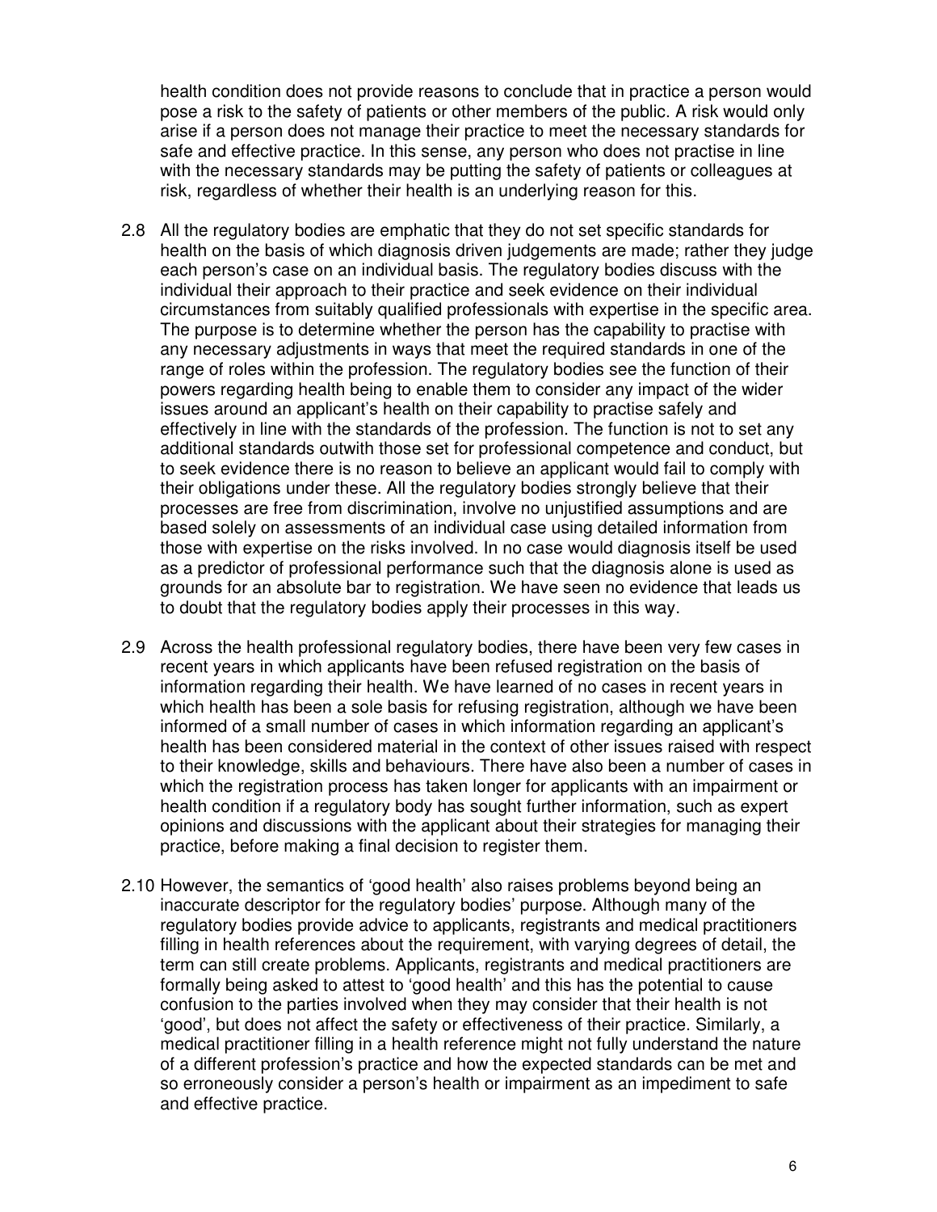health condition does not provide reasons to conclude that in practice a person would pose a risk to the safety of patients or other members of the public. A risk would only arise if a person does not manage their practice to meet the necessary standards for safe and effective practice. In this sense, any person who does not practise in line with the necessary standards may be putting the safety of patients or colleagues at risk, regardless of whether their health is an underlying reason for this.

2.8 All the regulatory bodies are emphatic that they do not set specific standards for health on the basis of which diagnosis driven judgements are made; rather they judge each person's case on an individual basis. The regulatory bodies discuss with the individual their approach to their practice and seek evidence on their individual circumstances from suitably qualified professionals with expertise in the specific area. The purpose is to determine whether the person has the capability to practise with any necessary adjustments in ways that meet the required standards in one of the range of roles within the profession. The regulatory bodies see the function of their powers regarding health being to enable them to consider any impact of the wider issues around an applicant's health on their capability to practise safely and effectively in line with the standards of the profession. The function is not to set any additional standards outwith those set for professional competence and conduct, but to seek evidence there is no reason to believe an applicant would fail to comply with their obligations under these. All the regulatory bodies strongly believe that their processes are free from discrimination, involve no unjustified assumptions and are based solely on assessments of an individual case using detailed information from those with expertise on the risks involved. In no case would diagnosis itself be used as a predictor of professional performance such that the diagnosis alone is used as grounds for an absolute bar to registration. We have seen no evidence that leads us to doubt that the regulatory bodies apply their processes in this way.

2.9 Across the health professional regulatory bodies, there have been very few cases in recent years in which applicants have been refused registration on the basis of information regarding their health. We have learned of no cases in recent years in which health has been a sole basis for refusing registration, although we have been informed of a small number of cases in which information regarding an applicant's health has been considered material in the context of other issues raised with respect to their knowledge, skills and behaviours. There have also been a number of cases in which the registration process has taken longer for applicants with an impairment or health condition if a regulatory body has sought further information, such as expert opinions and discussions with the applicant about their strategies for managing their practice, before making a final decision to register them.

2.10 However, the semantics of 'good health' also raises problems beyond being an inaccurate descriptor for the regulatory bodies' purpose. Although many of the regulatory bodies provide advice to applicants, registrants and medical practitioners filling in health references about the requirement, with varying degrees of detail, the term can still create problems. Applicants, registrants and medical practitioners are formally being asked to attest to 'good health' and this has the potential to cause confusion to the parties involved when they may consider that their health is not 'good', but does not affect the safety or effectiveness of their practice. Similarly, a medical practitioner filling in a health reference might not fully understand the nature of a different profession's practice and how the expected standards can be met and so erroneously consider a person's health or impairment as an impediment to safe and effective practice.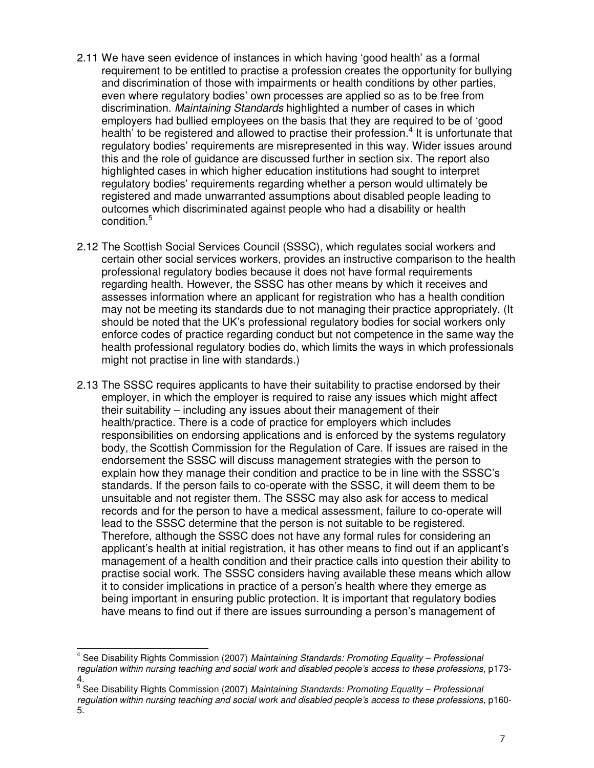2.11 We have seen evidence of instances in which having 'good health' as a formal requirement to be entitled to practise a profession creates the opportunity for bullying and discrimination of those with impairments or health conditions by other parties, even where regulatory bodies' own processes are applied so as to be free from discrimination. *Maintaining Standards* highlighted a number of cases in which employers had bullied employees on the basis that they are required to be of 'good health' to be registered and allowed to practise their profession.[4] It is unfortunate that regulatory bodies' requirements are misrepresented in this way. Wider issues around this and the role of guidance are discussed further in section six. The report also highlighted cases in which higher education institutions had sought to interpret regulatory bodies' requirements regarding whether a person would ultimately be registered and made unwarranted assumptions about disabled people leading to outcomes which discriminated against people who had a disability or health condition.[5]

2.12 The Scottish Social Services Council (SSSC), which regulates social workers and certain other social services workers, provides an instructive comparison to the health professional regulatory bodies because it does not have formal requirements regarding health. However, the SSSC has other means by which it receives and assesses information where an applicant for registration who has a health condition may not be meeting its standards due to not managing their practice appropriately. (It should be noted that the UK's professional regulatory bodies for social workers only enforce codes of practice regarding conduct but not competence in the same way the health professional regulatory bodies do, which limits the ways in which professionals might not practise in line with standards.)

2.13 The SSSC requires applicants to have their suitability to practise endorsed by their employer, in which the employer is required to raise any issues which might affect their suitability – including any issues about their management of their health/practice. There is a code of practice for employers which includes responsibilities on endorsing applications and is enforced by the systems regulatory body, the Scottish Commission for the Regulation of Care. If issues are raised in the endorsement the SSSC will discuss management strategies with the person to explain how they manage their condition and practice to be in line with the SSSC's standards. If the person fails to co-operate with the SSSC, it will deem them to be unsuitable and not register them. The SSSC may also ask for access to medical records and for the person to have a medical assessment, failure to co-operate will lead to the SSSC determine that the person is not suitable to be registered. Therefore, although the SSSC does not have any formal rules for considering an applicant's health at initial registration, it has other means to find out if an applicant's management of a health condition and their practice calls into question their ability to practise social work. The SSSC considers having available these means which allow it to consider implications in practice of a person's health where they emerge as being important in ensuring public protection. It is important that regulatory bodies have means to find out if there are issues surrounding a person's management of

[4] See Disability Rights Commission (2007) *Maintaining Standards: Promoting Equality – Professional regulation within nursing teaching and social work and disabled people's access to these professions*, p173-4.

[5] See Disability Rights Commission (2007) *Maintaining Standards: Promoting Equality – Professional regulation within nursing teaching and social work and disabled people's access to these professions*, p160-5.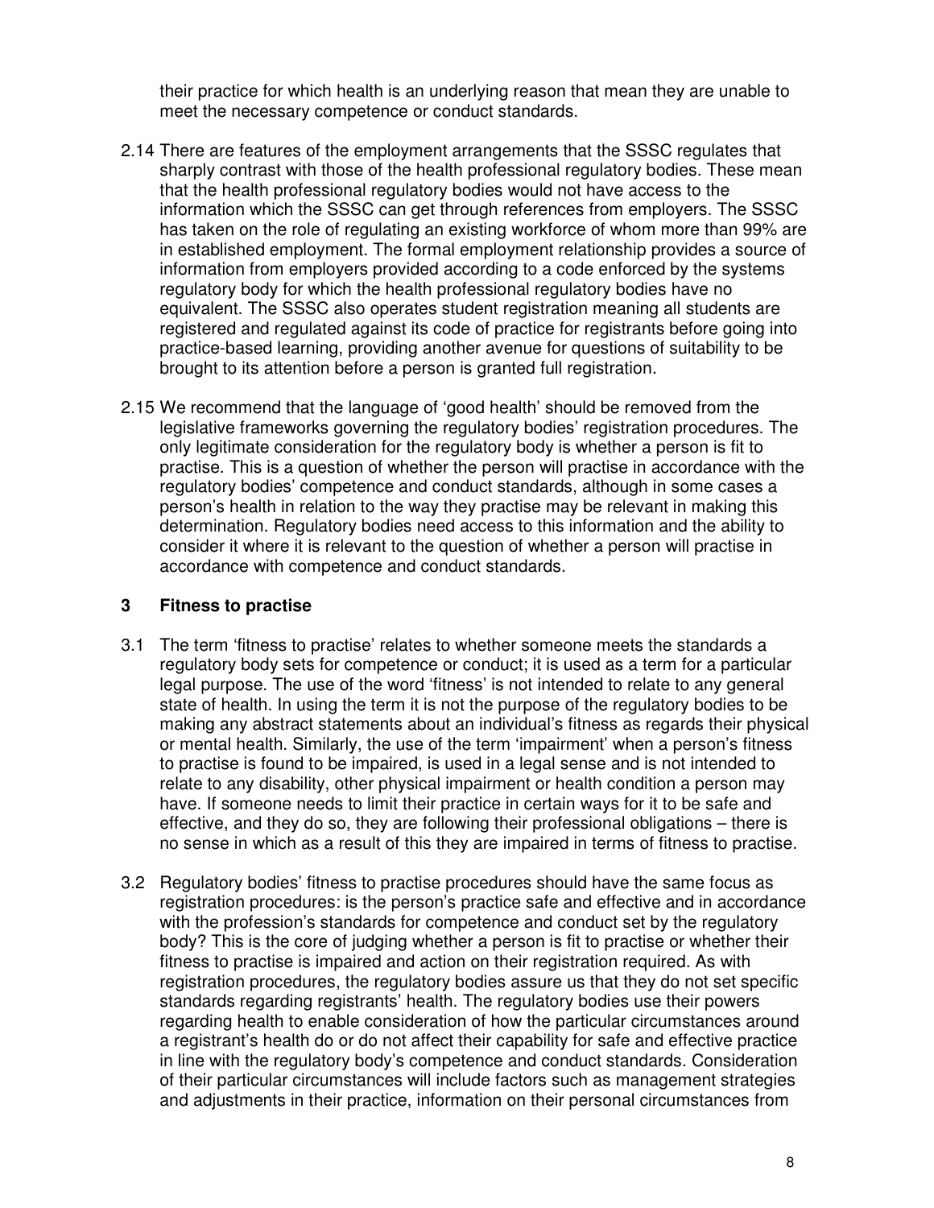their practice for which health is an underlying reason that mean they are unable to meet the necessary competence or conduct standards.

2.14 There are features of the employment arrangements that the SSSC regulates that sharply contrast with those of the health professional regulatory bodies. These mean that the health professional regulatory bodies would not have access to the information which the SSSC can get through references from employers. The SSSC has taken on the role of regulating an existing workforce of whom more than 99% are in established employment. The formal employment relationship provides a source of information from employers provided according to a code enforced by the systems regulatory body for which the health professional regulatory bodies have no equivalent. The SSSC also operates student registration meaning all students are registered and regulated against its code of practice for registrants before going into practice-based learning, providing another avenue for questions of suitability to be brought to its attention before a person is granted full registration.

2.15 We recommend that the language of 'good health' should be removed from the legislative frameworks governing the regulatory bodies' registration procedures. The only legitimate consideration for the regulatory body is whether a person is fit to practise. This is a question of whether the person will practise in accordance with the regulatory bodies' competence and conduct standards, although in some cases a person's health in relation to the way they practise may be relevant in making this determination. Regulatory bodies need access to this information and the ability to consider it where it is relevant to the question of whether a person will practise in accordance with competence and conduct standards.

## 3 Fitness to practise

3.1 The term 'fitness to practise' relates to whether someone meets the standards a regulatory body sets for competence or conduct; it is used as a term for a particular legal purpose. The use of the word 'fitness' is not intended to relate to any general state of health. In using the term it is not the purpose of the regulatory bodies to be making any abstract statements about an individual's fitness as regards their physical or mental health. Similarly, the use of the term 'impairment' when a person's fitness to practise is found to be impaired, is used in a legal sense and is not intended to relate to any disability, other physical impairment or health condition a person may have. If someone needs to limit their practice in certain ways for it to be safe and effective, and they do so, they are following their professional obligations – there is no sense in which as a result of this they are impaired in terms of fitness to practise.

3.2 Regulatory bodies' fitness to practise procedures should have the same focus as registration procedures: is the person's practice safe and effective and in accordance with the profession's standards for competence and conduct set by the regulatory body? This is the core of judging whether a person is fit to practise or whether their fitness to practise is impaired and action on their registration required. As with registration procedures, the regulatory bodies assure us that they do not set specific standards regarding registrants' health. The regulatory bodies use their powers regarding health to enable consideration of how the particular circumstances around a registrant's health do or do not affect their capability for safe and effective practice in line with the regulatory body's competence and conduct standards. Consideration of their particular circumstances will include factors such as management strategies and adjustments in their practice, information on their personal circumstances from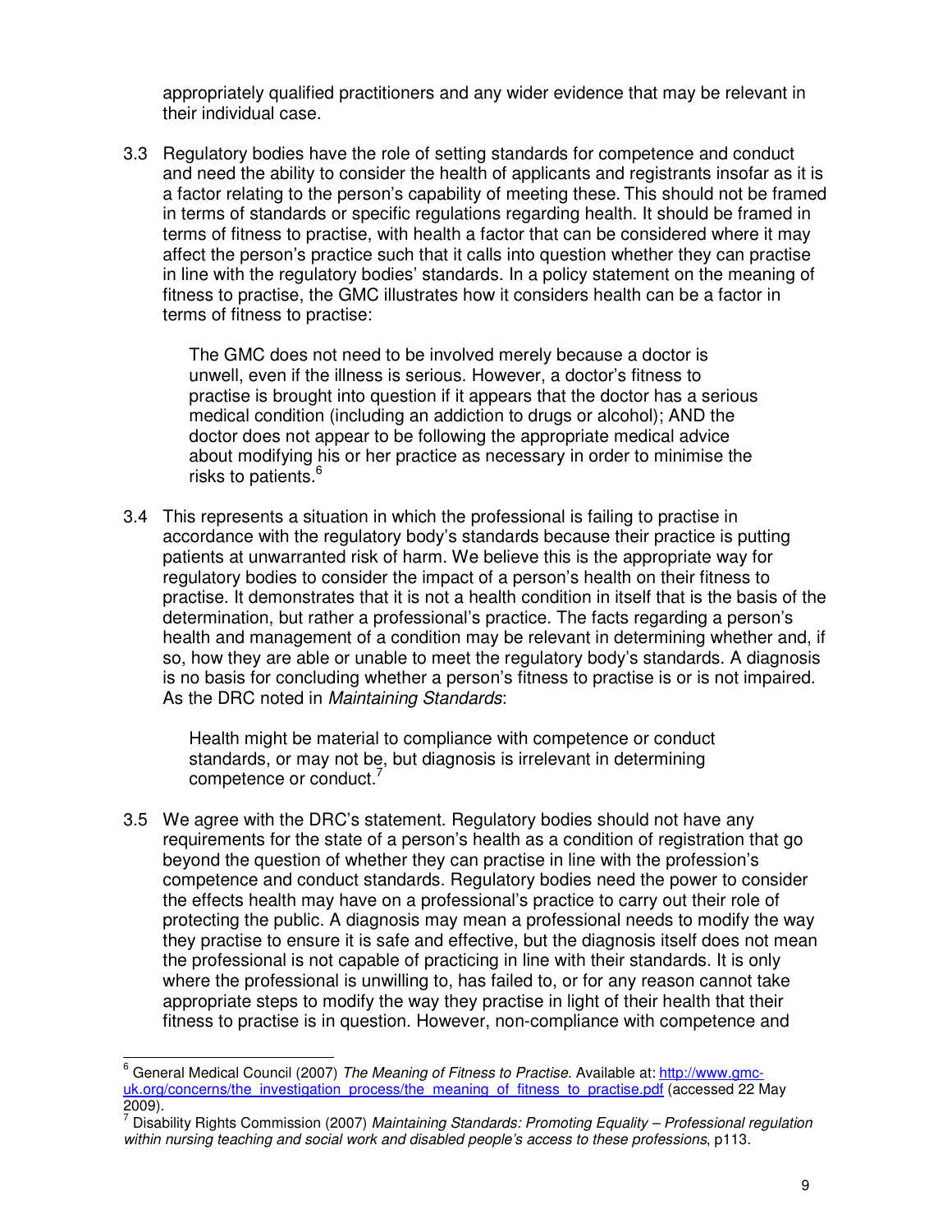appropriately qualified practitioners and any wider evidence that may be relevant in their individual case.

3.3 Regulatory bodies have the role of setting standards for competence and conduct and need the ability to consider the health of applicants and registrants insofar as it is a factor relating to the person's capability of meeting these. This should not be framed in terms of standards or specific regulations regarding health. It should be framed in terms of fitness to practise, with health a factor that can be considered where it may affect the person's practice such that it calls into question whether they can practise in line with the regulatory bodies' standards. In a policy statement on the meaning of fitness to practise, the GMC illustrates how it considers health can be a factor in terms of fitness to practise:

> The GMC does not need to be involved merely because a doctor is unwell, even if the illness is serious. However, a doctor's fitness to practise is brought into question if it appears that the doctor has a serious medical condition (including an addiction to drugs or alcohol); AND the doctor does not appear to be following the appropriate medical advice about modifying his or her practice as necessary in order to minimise the risks to patients.[6]

3.4 This represents a situation in which the professional is failing to practise in accordance with the regulatory body's standards because their practice is putting patients at unwarranted risk of harm. We believe this is the appropriate way for regulatory bodies to consider the impact of a person's health on their fitness to practise. It demonstrates that it is not a health condition in itself that is the basis of the determination, but rather a professional's practice. The facts regarding a person's health and management of a condition may be relevant in determining whether and, if so, how they are able or unable to meet the regulatory body's standards. A diagnosis is no basis for concluding whether a person's fitness to practise is or is not impaired. As the DRC noted in *Maintaining Standards*:

> Health might be material to compliance with competence or conduct standards, or may not be, but diagnosis is irrelevant in determining competence or conduct.[7]

3.5 We agree with the DRC's statement. Regulatory bodies should not have any requirements for the state of a person's health as a condition of registration that go beyond the question of whether they can practise in line with the profession's competence and conduct standards. Regulatory bodies need the power to consider the effects health may have on a professional's practice to carry out their role of protecting the public. A diagnosis may mean a professional needs to modify the way they practise to ensure it is safe and effective, but the diagnosis itself does not mean the professional is not capable of practicing in line with their standards. It is only where the professional is unwilling to, has failed to, or for any reason cannot take appropriate steps to modify the way they practise in light of their health that their fitness to practise is in question. However, non-compliance with competence and

---

[6] General Medical Council (2007) *The Meaning of Fitness to Practise*. Available at: http://www.gmc-uk.org/concerns/the_investigation_process/the_meaning_of_fitness_to_practise.pdf (accessed 22 May 2009).

[7] Disability Rights Commission (2007) *Maintaining Standards: Promoting Equality – Professional regulation within nursing teaching and social work and disabled people's access to these professions*, p113.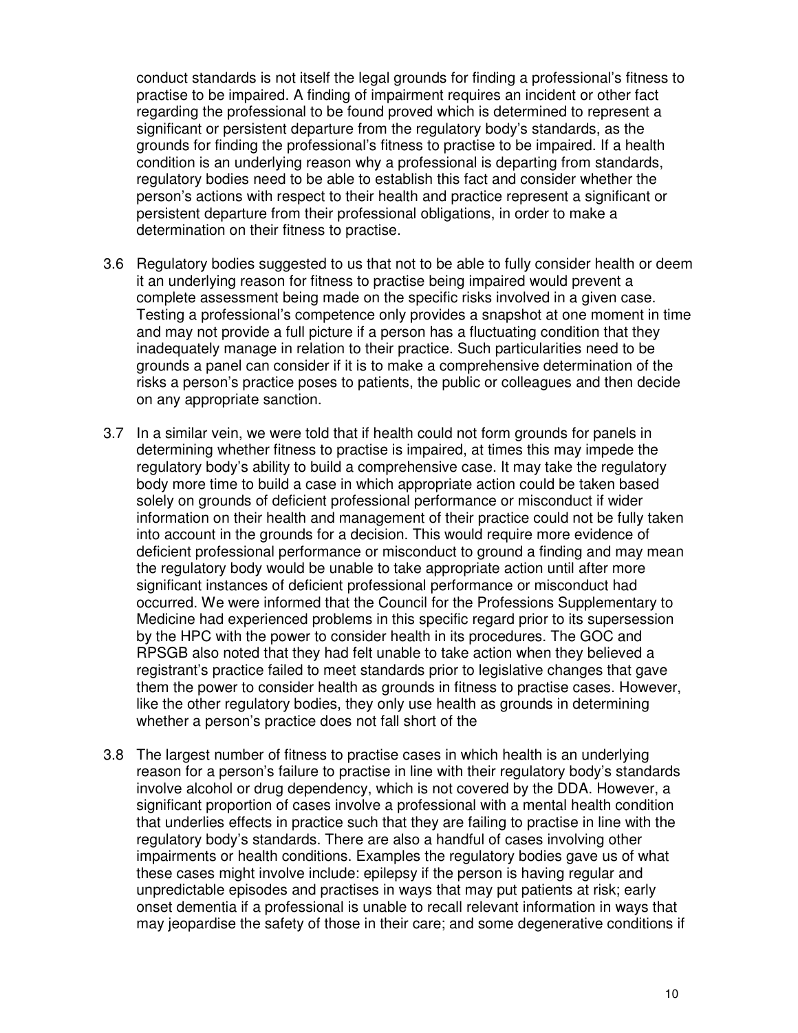conduct standards is not itself the legal grounds for finding a professional's fitness to practise to be impaired. A finding of impairment requires an incident or other fact regarding the professional to be found proved which is determined to represent a significant or persistent departure from the regulatory body's standards, as the grounds for finding the professional's fitness to practise to be impaired. If a health condition is an underlying reason why a professional is departing from standards, regulatory bodies need to be able to establish this fact and consider whether the person's actions with respect to their health and practice represent a significant or persistent departure from their professional obligations, in order to make a determination on their fitness to practise.

3.6 Regulatory bodies suggested to us that not to be able to fully consider health or deem it an underlying reason for fitness to practise being impaired would prevent a complete assessment being made on the specific risks involved in a given case. Testing a professional's competence only provides a snapshot at one moment in time and may not provide a full picture if a person has a fluctuating condition that they inadequately manage in relation to their practice. Such particularities need to be grounds a panel can consider if it is to make a comprehensive determination of the risks a person's practice poses to patients, the public or colleagues and then decide on any appropriate sanction.

3.7 In a similar vein, we were told that if health could not form grounds for panels in determining whether fitness to practise is impaired, at times this may impede the regulatory body's ability to build a comprehensive case. It may take the regulatory body more time to build a case in which appropriate action could be taken based solely on grounds of deficient professional performance or misconduct if wider information on their health and management of their practice could not be fully taken into account in the grounds for a decision. This would require more evidence of deficient professional performance or misconduct to ground a finding and may mean the regulatory body would be unable to take appropriate action until after more significant instances of deficient professional performance or misconduct had occurred. We were informed that the Council for the Professions Supplementary to Medicine had experienced problems in this specific regard prior to its supersession by the HPC with the power to consider health in its procedures. The GOC and RPSGB also noted that they had felt unable to take action when they believed a registrant's practice failed to meet standards prior to legislative changes that gave them the power to consider health as grounds in fitness to practise cases. However, like the other regulatory bodies, they only use health as grounds in determining whether a person's practice does not fall short of the

3.8 The largest number of fitness to practise cases in which health is an underlying reason for a person's failure to practise in line with their regulatory body's standards involve alcohol or drug dependency, which is not covered by the DDA. However, a significant proportion of cases involve a professional with a mental health condition that underlies effects in practice such that they are failing to practise in line with the regulatory body's standards. There are also a handful of cases involving other impairments or health conditions. Examples the regulatory bodies gave us of what these cases might involve include: epilepsy if the person is having regular and unpredictable episodes and practises in ways that may put patients at risk; early onset dementia if a professional is unable to recall relevant information in ways that may jeopardise the safety of those in their care; and some degenerative conditions if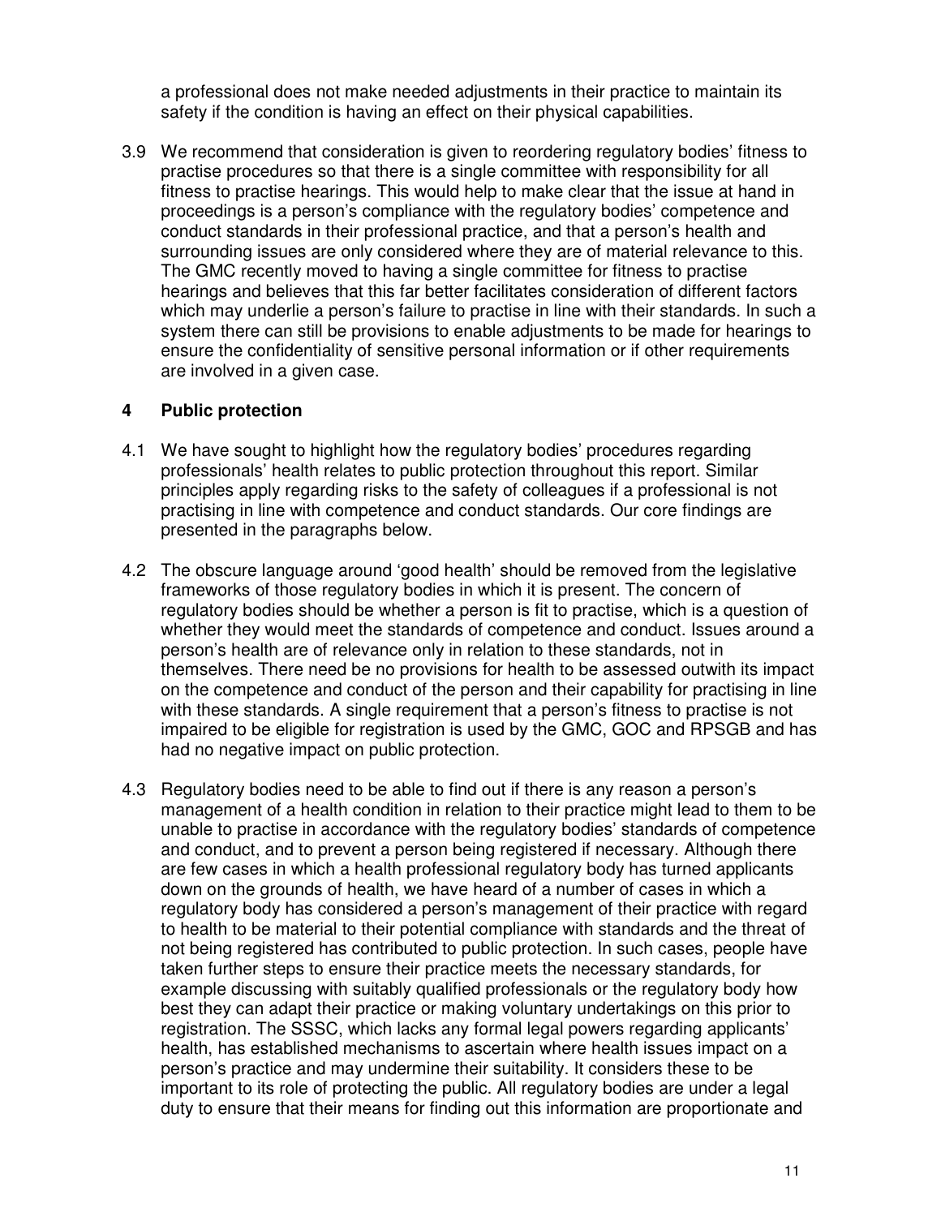a professional does not make needed adjustments in their practice to maintain its safety if the condition is having an effect on their physical capabilities.

3.9 We recommend that consideration is given to reordering regulatory bodies' fitness to practise procedures so that there is a single committee with responsibility for all fitness to practise hearings. This would help to make clear that the issue at hand in proceedings is a person's compliance with the regulatory bodies' competence and conduct standards in their professional practice, and that a person's health and surrounding issues are only considered where they are of material relevance to this. The GMC recently moved to having a single committee for fitness to practise hearings and believes that this far better facilitates consideration of different factors which may underlie a person's failure to practise in line with their standards. In such a system there can still be provisions to enable adjustments to be made for hearings to ensure the confidentiality of sensitive personal information or if other requirements are involved in a given case.

## 4 Public protection

4.1 We have sought to highlight how the regulatory bodies' procedures regarding professionals' health relates to public protection throughout this report. Similar principles apply regarding risks to the safety of colleagues if a professional is not practising in line with competence and conduct standards. Our core findings are presented in the paragraphs below.

4.2 The obscure language around 'good health' should be removed from the legislative frameworks of those regulatory bodies in which it is present. The concern of regulatory bodies should be whether a person is fit to practise, which is a question of whether they would meet the standards of competence and conduct. Issues around a person's health are of relevance only in relation to these standards, not in themselves. There need be no provisions for health to be assessed outwith its impact on the competence and conduct of the person and their capability for practising in line with these standards. A single requirement that a person's fitness to practise is not impaired to be eligible for registration is used by the GMC, GOC and RPSGB and has had no negative impact on public protection.

4.3 Regulatory bodies need to be able to find out if there is any reason a person's management of a health condition in relation to their practice might lead to them to be unable to practise in accordance with the regulatory bodies' standards of competence and conduct, and to prevent a person being registered if necessary. Although there are few cases in which a health professional regulatory body has turned applicants down on the grounds of health, we have heard of a number of cases in which a regulatory body has considered a person's management of their practice with regard to health to be material to their potential compliance with standards and the threat of not being registered has contributed to public protection. In such cases, people have taken further steps to ensure their practice meets the necessary standards, for example discussing with suitably qualified professionals or the regulatory body how best they can adapt their practice or making voluntary undertakings on this prior to registration. The SSSC, which lacks any formal legal powers regarding applicants' health, has established mechanisms to ascertain where health issues impact on a person's practice and may undermine their suitability. It considers these to be important to its role of protecting the public. All regulatory bodies are under a legal duty to ensure that their means for finding out this information are proportionate and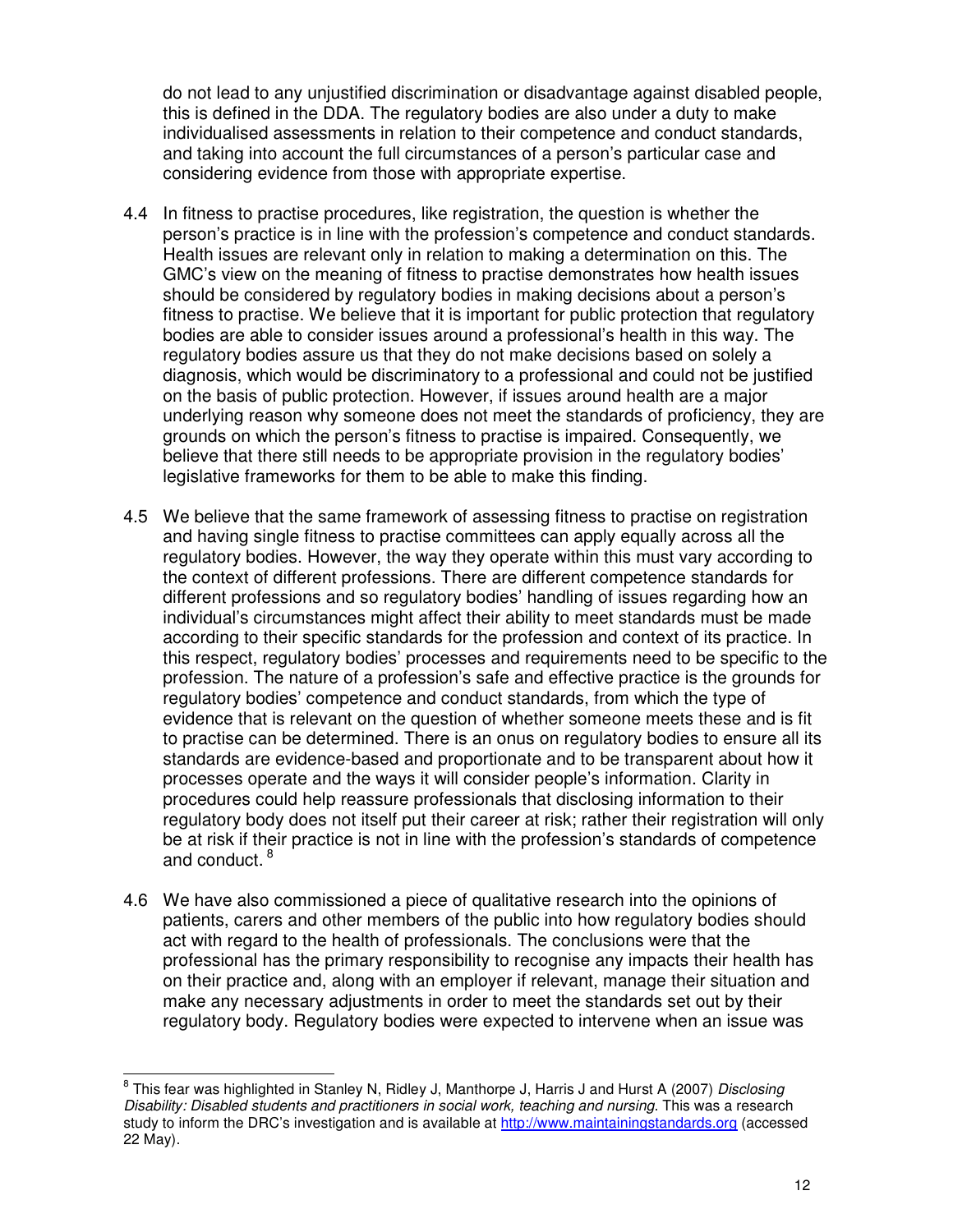do not lead to any unjustified discrimination or disadvantage against disabled people, this is defined in the DDA. The regulatory bodies are also under a duty to make individualised assessments in relation to their competence and conduct standards, and taking into account the full circumstances of a person's particular case and considering evidence from those with appropriate expertise.

4.4 In fitness to practise procedures, like registration, the question is whether the person's practice is in line with the profession's competence and conduct standards. Health issues are relevant only in relation to making a determination on this. The GMC's view on the meaning of fitness to practise demonstrates how health issues should be considered by regulatory bodies in making decisions about a person's fitness to practise. We believe that it is important for public protection that regulatory bodies are able to consider issues around a professional's health in this way. The regulatory bodies assure us that they do not make decisions based on solely a diagnosis, which would be discriminatory to a professional and could not be justified on the basis of public protection. However, if issues around health are a major underlying reason why someone does not meet the standards of proficiency, they are grounds on which the person's fitness to practise is impaired. Consequently, we believe that there still needs to be appropriate provision in the regulatory bodies' legislative frameworks for them to be able to make this finding.

4.5 We believe that the same framework of assessing fitness to practise on registration and having single fitness to practise committees can apply equally across all the regulatory bodies. However, the way they operate within this must vary according to the context of different professions. There are different competence standards for different professions and so regulatory bodies' handling of issues regarding how an individual's circumstances might affect their ability to meet standards must be made according to their specific standards for the profession and context of its practice. In this respect, regulatory bodies' processes and requirements need to be specific to the profession. The nature of a profession's safe and effective practice is the grounds for regulatory bodies' competence and conduct standards, from which the type of evidence that is relevant on the question of whether someone meets these and is fit to practise can be determined. There is an onus on regulatory bodies to ensure all its standards are evidence-based and proportionate and to be transparent about how it processes operate and the ways it will consider people's information. Clarity in procedures could help reassure professionals that disclosing information to their regulatory body does not itself put their career at risk; rather their registration will only be at risk if their practice is not in line with the profession's standards of competence and conduct. [8]

4.6 We have also commissioned a piece of qualitative research into the opinions of patients, carers and other members of the public into how regulatory bodies should act with regard to the health of professionals. The conclusions were that the professional has the primary responsibility to recognise any impacts their health has on their practice and, along with an employer if relevant, manage their situation and make any necessary adjustments in order to meet the standards set out by their regulatory body. Regulatory bodies were expected to intervene when an issue was

---

[8] This fear was highlighted in Stanley N, Ridley J, Manthorpe J, Harris J and Hurst A (2007) *Disclosing Disability: Disabled students and practitioners in social work, teaching and nursing*. This was a research study to inform the DRC's investigation and is available at http://www.maintainingstandards.org (accessed 22 May).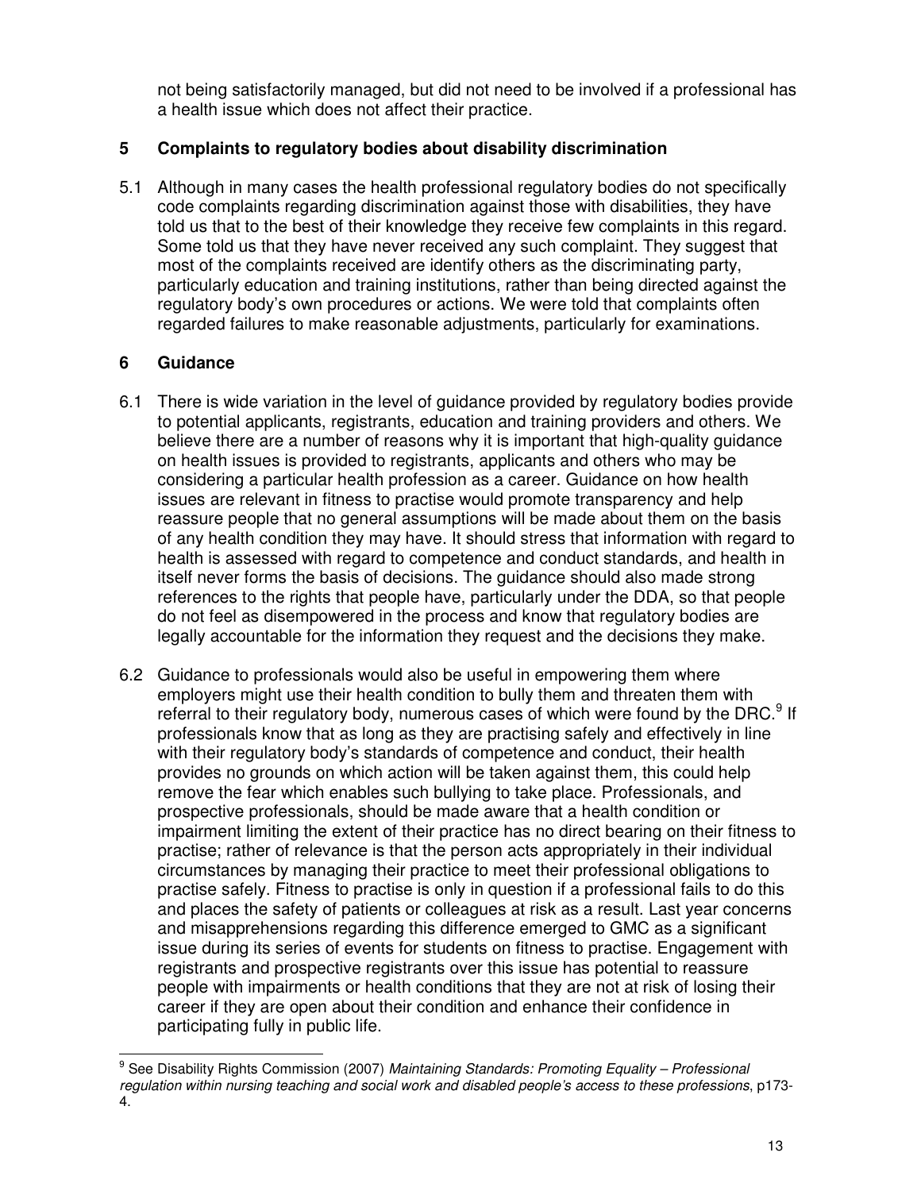not being satisfactorily managed, but did not need to be involved if a professional has a health issue which does not affect their practice.

## 5 Complaints to regulatory bodies about disability discrimination

5.1 Although in many cases the health professional regulatory bodies do not specifically code complaints regarding discrimination against those with disabilities, they have told us that to the best of their knowledge they receive few complaints in this regard. Some told us that they have never received any such complaint. They suggest that most of the complaints received are identify others as the discriminating party, particularly education and training institutions, rather than being directed against the regulatory body's own procedures or actions. We were told that complaints often regarded failures to make reasonable adjustments, particularly for examinations.

## 6 Guidance

6.1 There is wide variation in the level of guidance provided by regulatory bodies provide to potential applicants, registrants, education and training providers and others. We believe there are a number of reasons why it is important that high-quality guidance on health issues is provided to registrants, applicants and others who may be considering a particular health profession as a career. Guidance on how health issues are relevant in fitness to practise would promote transparency and help reassure people that no general assumptions will be made about them on the basis of any health condition they may have. It should stress that information with regard to health is assessed with regard to competence and conduct standards, and health in itself never forms the basis of decisions. The guidance should also made strong references to the rights that people have, particularly under the DDA, so that people do not feel as disempowered in the process and know that regulatory bodies are legally accountable for the information they request and the decisions they make.

6.2 Guidance to professionals would also be useful in empowering them where employers might use their health condition to bully them and threaten them with referral to their regulatory body, numerous cases of which were found by the DRC.[9] If professionals know that as long as they are practising safely and effectively in line with their regulatory body's standards of competence and conduct, their health provides no grounds on which action will be taken against them, this could help remove the fear which enables such bullying to take place. Professionals, and prospective professionals, should be made aware that a health condition or impairment limiting the extent of their practice has no direct bearing on their fitness to practise; rather of relevance is that the person acts appropriately in their individual circumstances by managing their practice to meet their professional obligations to practise safely. Fitness to practise is only in question if a professional fails to do this and places the safety of patients or colleagues at risk as a result. Last year concerns and misapprehensions regarding this difference emerged to GMC as a significant issue during its series of events for students on fitness to practise. Engagement with registrants and prospective registrants over this issue has potential to reassure people with impairments or health conditions that they are not at risk of losing their career if they are open about their condition and enhance their confidence in participating fully in public life.

---

[9] See Disability Rights Commission (2007) *Maintaining Standards: Promoting Equality – Professional regulation within nursing teaching and social work and disabled people's access to these professions*, p173-4.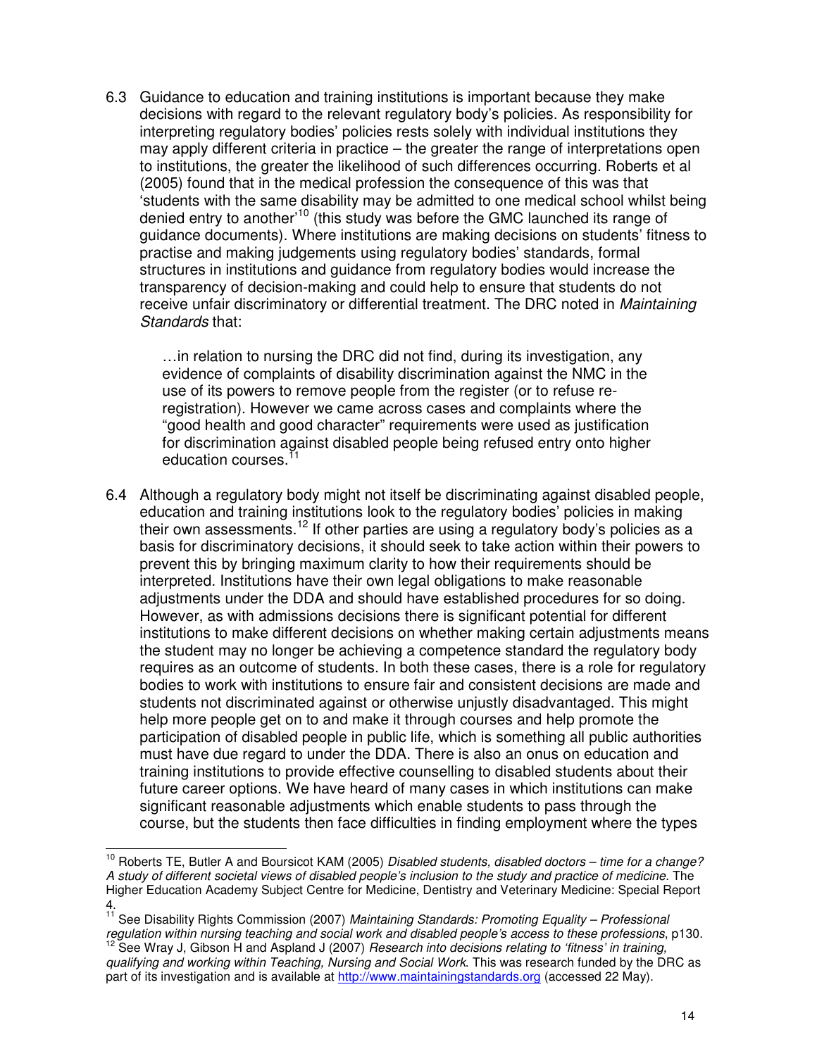6.3 Guidance to education and training institutions is important because they make decisions with regard to the relevant regulatory body's policies. As responsibility for interpreting regulatory bodies' policies rests solely with individual institutions they may apply different criteria in practice – the greater the range of interpretations open to institutions, the greater the likelihood of such differences occurring. Roberts et al (2005) found that in the medical profession the consequence of this was that 'students with the same disability may be admitted to one medical school whilst being denied entry to another'[10] (this study was before the GMC launched its range of guidance documents). Where institutions are making decisions on students' fitness to practise and making judgements using regulatory bodies' standards, formal structures in institutions and guidance from regulatory bodies would increase the transparency of decision-making and could help to ensure that students do not receive unfair discriminatory or differential treatment. The DRC noted in *Maintaining Standards* that:

> …in relation to nursing the DRC did not find, during its investigation, any evidence of complaints of disability discrimination against the NMC in the use of its powers to remove people from the register (or to refuse re-registration). However we came across cases and complaints where the "good health and good character" requirements were used as justification for discrimination against disabled people being refused entry onto higher education courses.[11]

6.4 Although a regulatory body might not itself be discriminating against disabled people, education and training institutions look to the regulatory bodies' policies in making their own assessments.[12] If other parties are using a regulatory body's policies as a basis for discriminatory decisions, it should seek to take action within their powers to prevent this by bringing maximum clarity to how their requirements should be interpreted. Institutions have their own legal obligations to make reasonable adjustments under the DDA and should have established procedures for so doing. However, as with admissions decisions there is significant potential for different institutions to make different decisions on whether making certain adjustments means the student may no longer be achieving a competence standard the regulatory body requires as an outcome of students. In both these cases, there is a role for regulatory bodies to work with institutions to ensure fair and consistent decisions are made and students not discriminated against or otherwise unjustly disadvantaged. This might help more people get on to and make it through courses and help promote the participation of disabled people in public life, which is something all public authorities must have due regard to under the DDA. There is also an onus on education and training institutions to provide effective counselling to disabled students about their future career options. We have heard of many cases in which institutions can make significant reasonable adjustments which enable students to pass through the course, but the students then face difficulties in finding employment where the types

---

[10] Roberts TE, Butler A and Boursicot KAM (2005) *Disabled students, disabled doctors – time for a change? A study of different societal views of disabled people's inclusion to the study and practice of medicine.* The Higher Education Academy Subject Centre for Medicine, Dentistry and Veterinary Medicine: Special Report 4.

[11] See Disability Rights Commission (2007) *Maintaining Standards: Promoting Equality – Professional regulation within nursing teaching and social work and disabled people's access to these professions*, p130.

[12] See Wray J, Gibson H and Aspland J (2007) *Research into decisions relating to 'fitness' in training, qualifying and working within Teaching, Nursing and Social Work.* This was research funded by the DRC as part of its investigation and is available at http://www.maintainingstandards.org (accessed 22 May).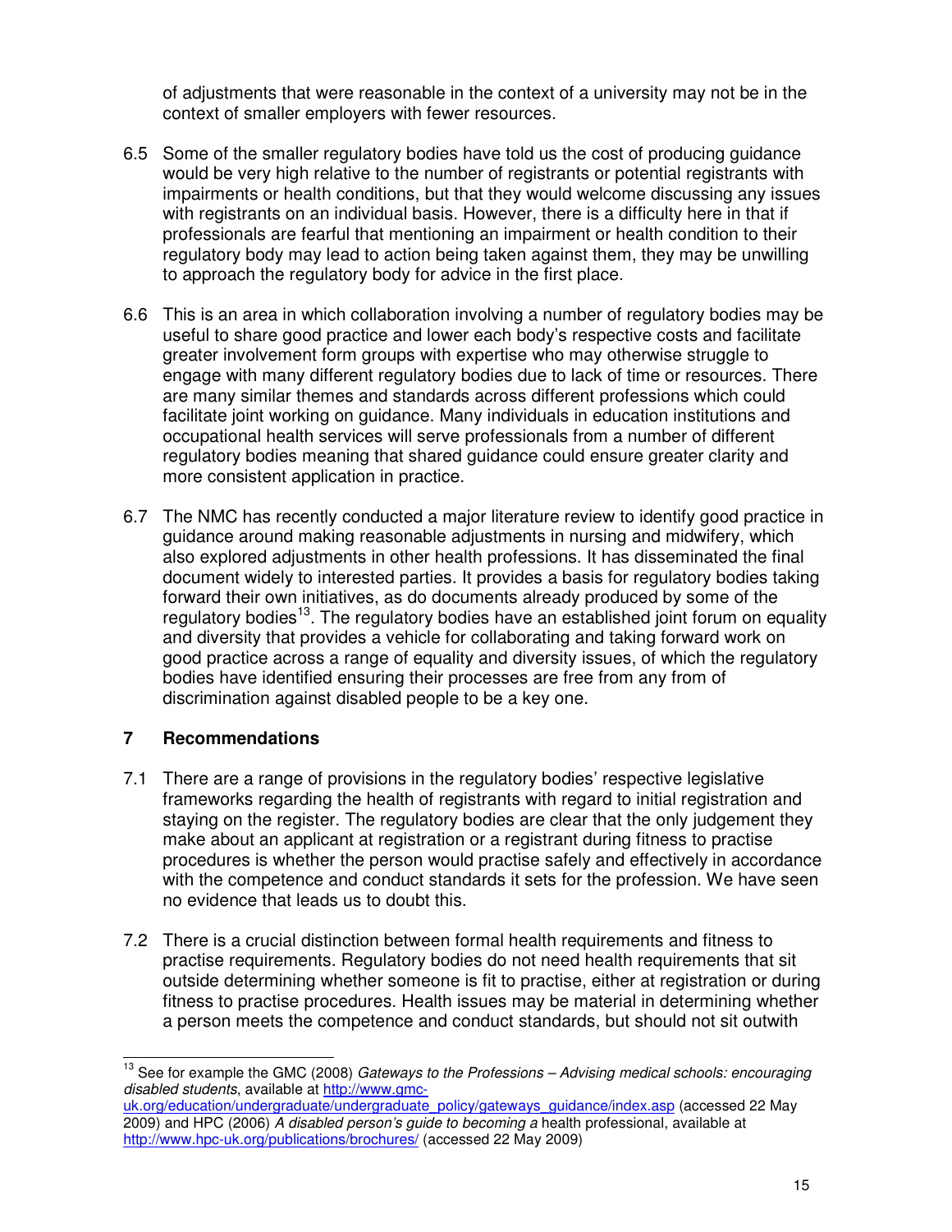of adjustments that were reasonable in the context of a university may not be in the context of smaller employers with fewer resources.

6.5 Some of the smaller regulatory bodies have told us the cost of producing guidance would be very high relative to the number of registrants or potential registrants with impairments or health conditions, but that they would welcome discussing any issues with registrants on an individual basis. However, there is a difficulty here in that if professionals are fearful that mentioning an impairment or health condition to their regulatory body may lead to action being taken against them, they may be unwilling to approach the regulatory body for advice in the first place.

6.6 This is an area in which collaboration involving a number of regulatory bodies may be useful to share good practice and lower each body's respective costs and facilitate greater involvement form groups with expertise who may otherwise struggle to engage with many different regulatory bodies due to lack of time or resources. There are many similar themes and standards across different professions which could facilitate joint working on guidance. Many individuals in education institutions and occupational health services will serve professionals from a number of different regulatory bodies meaning that shared guidance could ensure greater clarity and more consistent application in practice.

6.7 The NMC has recently conducted a major literature review to identify good practice in guidance around making reasonable adjustments in nursing and midwifery, which also explored adjustments in other health professions. It has disseminated the final document widely to interested parties. It provides a basis for regulatory bodies taking forward their own initiatives, as do documents already produced by some of the regulatory bodies[13]. The regulatory bodies have an established joint forum on equality and diversity that provides a vehicle for collaborating and taking forward work on good practice across a range of equality and diversity issues, of which the regulatory bodies have identified ensuring their processes are free from any from of discrimination against disabled people to be a key one.

## 7 Recommendations

7.1 There are a range of provisions in the regulatory bodies' respective legislative frameworks regarding the health of registrants with regard to initial registration and staying on the register. The regulatory bodies are clear that the only judgement they make about an applicant at registration or a registrant during fitness to practise procedures is whether the person would practise safely and effectively in accordance with the competence and conduct standards it sets for the profession. We have seen no evidence that leads us to doubt this.

7.2 There is a crucial distinction between formal health requirements and fitness to practise requirements. Regulatory bodies do not need health requirements that sit outside determining whether someone is fit to practise, either at registration or during fitness to practise procedures. Health issues may be material in determining whether a person meets the competence and conduct standards, but should not sit outwith

---

[13] See for example the GMC (2008) *Gateways to the Professions – Advising medical schools: encouraging disabled students*, available at http://www.gmc-uk.org/education/undergraduate/undergraduate_policy/gateways_guidance/index.asp (accessed 22 May 2009) and HPC (2006) *A disabled person's guide to becoming a* health professional, available at http://www.hpc-uk.org/publications/brochures/ (accessed 22 May 2009)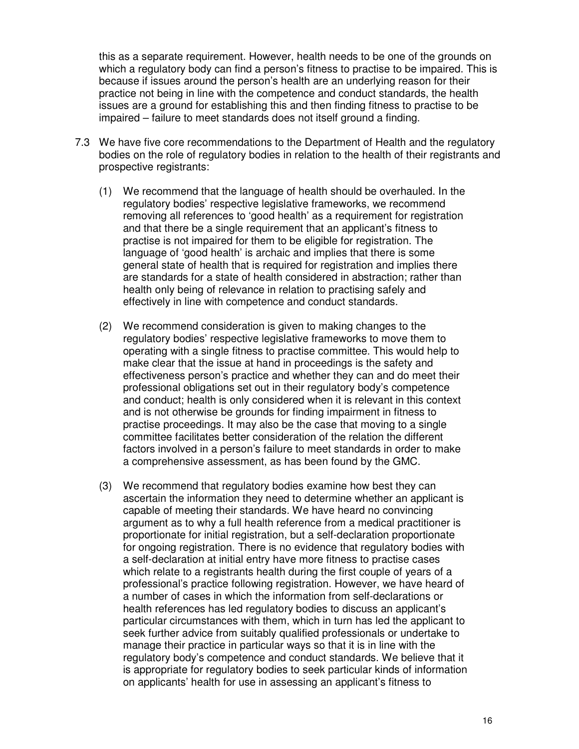this as a separate requirement. However, health needs to be one of the grounds on which a regulatory body can find a person's fitness to practise to be impaired. This is because if issues around the person's health are an underlying reason for their practice not being in line with the competence and conduct standards, the health issues are a ground for establishing this and then finding fitness to practise to be impaired – failure to meet standards does not itself ground a finding.

7.3 We have five core recommendations to the Department of Health and the regulatory bodies on the role of regulatory bodies in relation to the health of their registrants and prospective registrants:

(1) We recommend that the language of health should be overhauled. In the regulatory bodies' respective legislative frameworks, we recommend removing all references to 'good health' as a requirement for registration and that there be a single requirement that an applicant's fitness to practise is not impaired for them to be eligible for registration. The language of 'good health' is archaic and implies that there is some general state of health that is required for registration and implies there are standards for a state of health considered in abstraction; rather than health only being of relevance in relation to practising safely and effectively in line with competence and conduct standards.

(2) We recommend consideration is given to making changes to the regulatory bodies' respective legislative frameworks to move them to operating with a single fitness to practise committee. This would help to make clear that the issue at hand in proceedings is the safety and effectiveness person's practice and whether they can and do meet their professional obligations set out in their regulatory body's competence and conduct; health is only considered when it is relevant in this context and is not otherwise be grounds for finding impairment in fitness to practise proceedings. It may also be the case that moving to a single committee facilitates better consideration of the relation the different factors involved in a person's failure to meet standards in order to make a comprehensive assessment, as has been found by the GMC.

(3) We recommend that regulatory bodies examine how best they can ascertain the information they need to determine whether an applicant is capable of meeting their standards. We have heard no convincing argument as to why a full health reference from a medical practitioner is proportionate for initial registration, but a self-declaration proportionate for ongoing registration. There is no evidence that regulatory bodies with a self-declaration at initial entry have more fitness to practise cases which relate to a registrants health during the first couple of years of a professional's practice following registration. However, we have heard of a number of cases in which the information from self-declarations or health references has led regulatory bodies to discuss an applicant's particular circumstances with them, which in turn has led the applicant to seek further advice from suitably qualified professionals or undertake to manage their practice in particular ways so that it is in line with the regulatory body's competence and conduct standards. We believe that it is appropriate for regulatory bodies to seek particular kinds of information on applicants' health for use in assessing an applicant's fitness to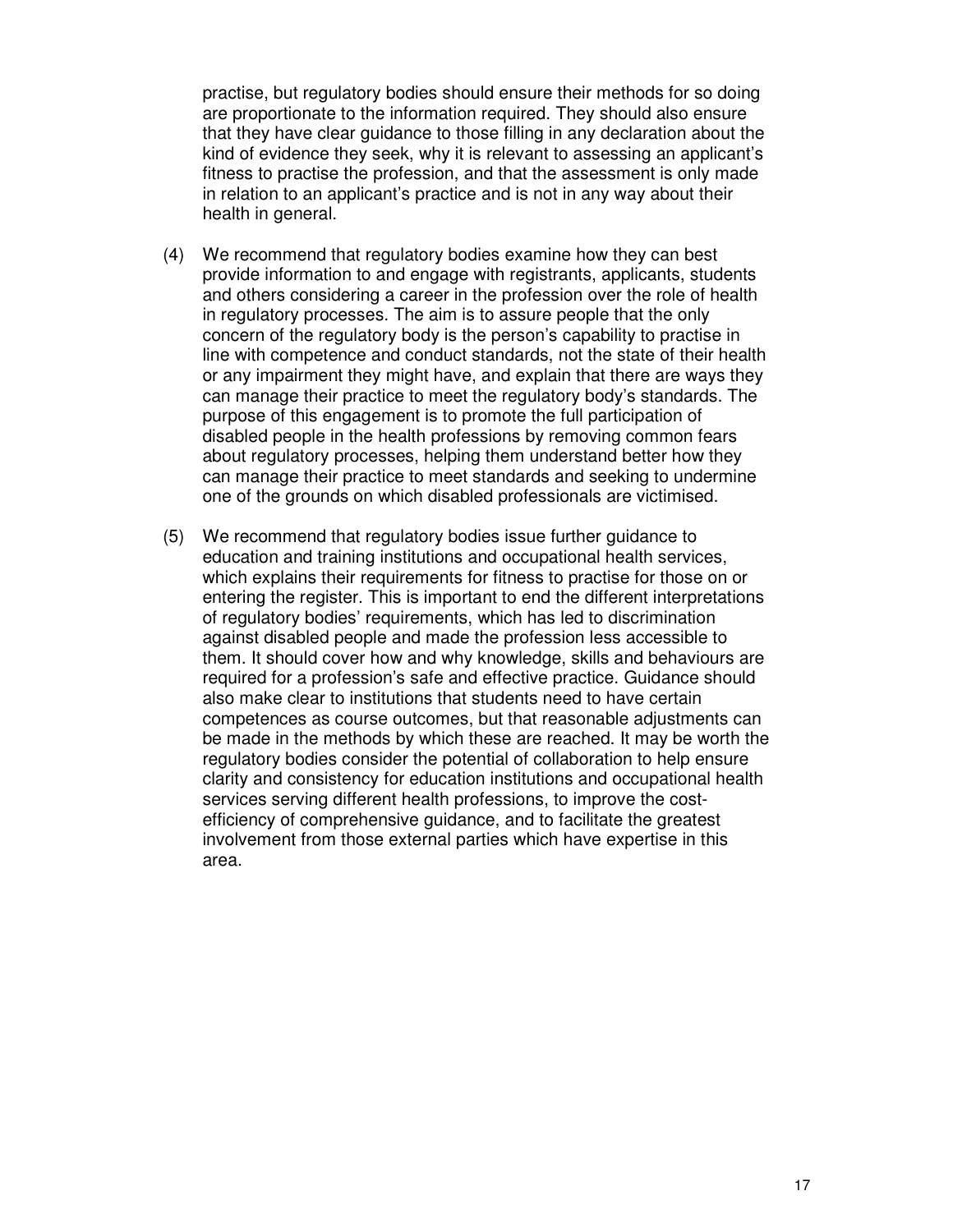practise, but regulatory bodies should ensure their methods for so doing are proportionate to the information required. They should also ensure that they have clear guidance to those filling in any declaration about the kind of evidence they seek, why it is relevant to assessing an applicant's fitness to practise the profession, and that the assessment is only made in relation to an applicant's practice and is not in any way about their health in general.

(4) We recommend that regulatory bodies examine how they can best provide information to and engage with registrants, applicants, students and others considering a career in the profession over the role of health in regulatory processes. The aim is to assure people that the only concern of the regulatory body is the person's capability to practise in line with competence and conduct standards, not the state of their health or any impairment they might have, and explain that there are ways they can manage their practice to meet the regulatory body's standards. The purpose of this engagement is to promote the full participation of disabled people in the health professions by removing common fears about regulatory processes, helping them understand better how they can manage their practice to meet standards and seeking to undermine one of the grounds on which disabled professionals are victimised.

(5) We recommend that regulatory bodies issue further guidance to education and training institutions and occupational health services, which explains their requirements for fitness to practise for those on or entering the register. This is important to end the different interpretations of regulatory bodies' requirements, which has led to discrimination against disabled people and made the profession less accessible to them. It should cover how and why knowledge, skills and behaviours are required for a profession's safe and effective practice. Guidance should also make clear to institutions that students need to have certain competences as course outcomes, but that reasonable adjustments can be made in the methods by which these are reached. It may be worth the regulatory bodies consider the potential of collaboration to help ensure clarity and consistency for education institutions and occupational health services serving different health professions, to improve the cost-efficiency of comprehensive guidance, and to facilitate the greatest involvement from those external parties which have expertise in this area.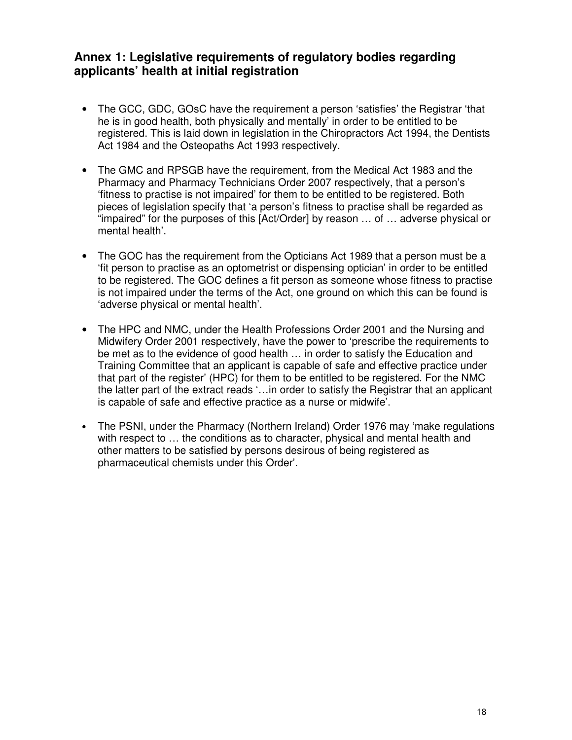## Annex 1: Legislative requirements of regulatory bodies regarding applicants' health at initial registration

- The GCC, GDC, GOsC have the requirement a person 'satisfies' the Registrar 'that he is in good health, both physically and mentally' in order to be entitled to be registered. This is laid down in legislation in the Chiropractors Act 1994, the Dentists Act 1984 and the Osteopaths Act 1993 respectively.

- The GMC and RPSGB have the requirement, from the Medical Act 1983 and the Pharmacy and Pharmacy Technicians Order 2007 respectively, that a person's 'fitness to practise is not impaired' for them to be entitled to be registered. Both pieces of legislation specify that 'a person's fitness to practise shall be regarded as "impaired" for the purposes of this [Act/Order] by reason … of … adverse physical or mental health'.

- The GOC has the requirement from the Opticians Act 1989 that a person must be a 'fit person to practise as an optometrist or dispensing optician' in order to be entitled to be registered. The GOC defines a fit person as someone whose fitness to practise is not impaired under the terms of the Act, one ground on which this can be found is 'adverse physical or mental health'.

- The HPC and NMC, under the Health Professions Order 2001 and the Nursing and Midwifery Order 2001 respectively, have the power to 'prescribe the requirements to be met as to the evidence of good health … in order to satisfy the Education and Training Committee that an applicant is capable of safe and effective practice under that part of the register' (HPC) for them to be entitled to be registered. For the NMC the latter part of the extract reads '…in order to satisfy the Registrar that an applicant is capable of safe and effective practice as a nurse or midwife'.

- The PSNI, under the Pharmacy (Northern Ireland) Order 1976 may 'make regulations with respect to … the conditions as to character, physical and mental health and other matters to be satisfied by persons desirous of being registered as pharmaceutical chemists under this Order'.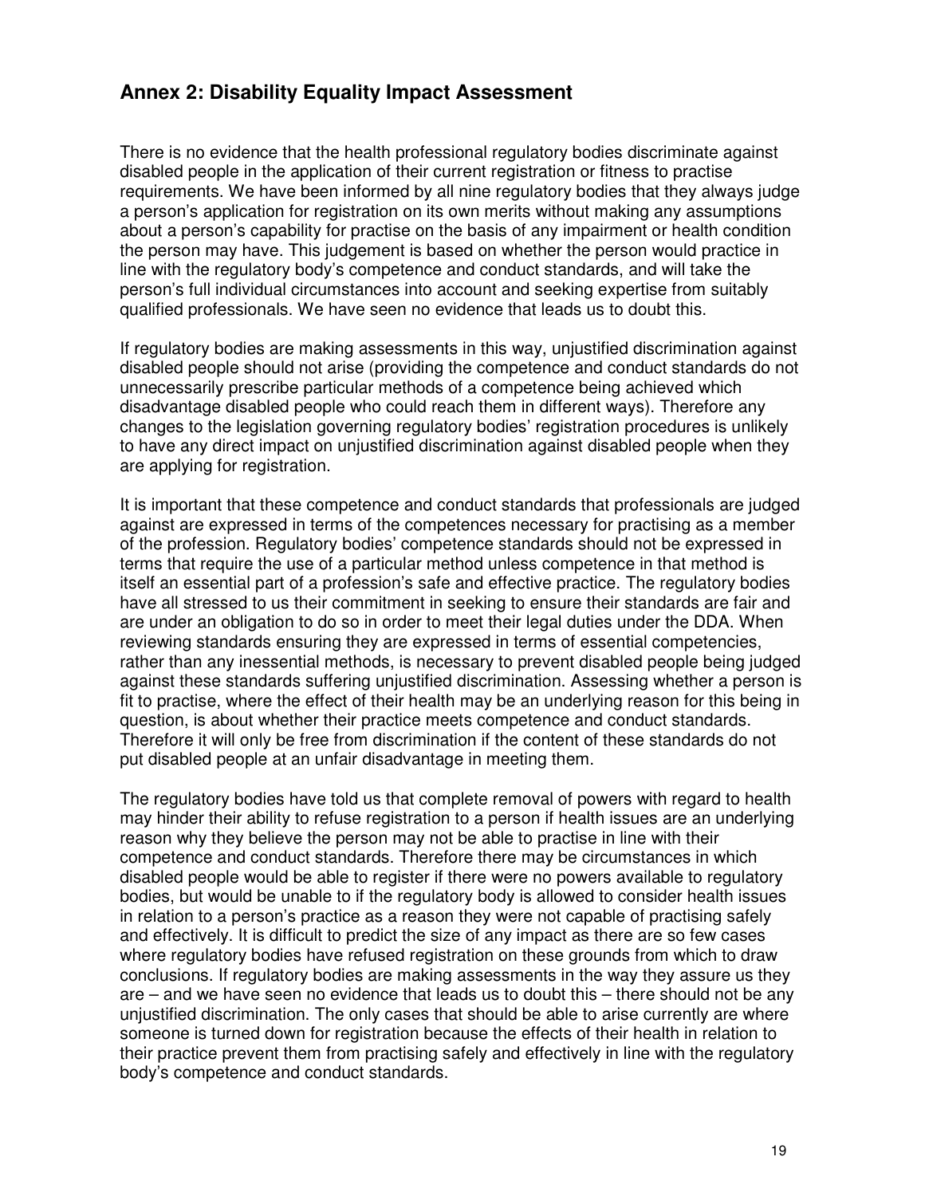## Annex 2: Disability Equality Impact Assessment

There is no evidence that the health professional regulatory bodies discriminate against disabled people in the application of their current registration or fitness to practise requirements. We have been informed by all nine regulatory bodies that they always judge a person's application for registration on its own merits without making any assumptions about a person's capability for practise on the basis of any impairment or health condition the person may have. This judgement is based on whether the person would practice in line with the regulatory body's competence and conduct standards, and will take the person's full individual circumstances into account and seeking expertise from suitably qualified professionals. We have seen no evidence that leads us to doubt this.

If regulatory bodies are making assessments in this way, unjustified discrimination against disabled people should not arise (providing the competence and conduct standards do not unnecessarily prescribe particular methods of a competence being achieved which disadvantage disabled people who could reach them in different ways). Therefore any changes to the legislation governing regulatory bodies' registration procedures is unlikely to have any direct impact on unjustified discrimination against disabled people when they are applying for registration.

It is important that these competence and conduct standards that professionals are judged against are expressed in terms of the competences necessary for practising as a member of the profession. Regulatory bodies' competence standards should not be expressed in terms that require the use of a particular method unless competence in that method is itself an essential part of a profession's safe and effective practice. The regulatory bodies have all stressed to us their commitment in seeking to ensure their standards are fair and are under an obligation to do so in order to meet their legal duties under the DDA. When reviewing standards ensuring they are expressed in terms of essential competencies, rather than any inessential methods, is necessary to prevent disabled people being judged against these standards suffering unjustified discrimination. Assessing whether a person is fit to practise, where the effect of their health may be an underlying reason for this being in question, is about whether their practice meets competence and conduct standards. Therefore it will only be free from discrimination if the content of these standards do not put disabled people at an unfair disadvantage in meeting them.

The regulatory bodies have told us that complete removal of powers with regard to health may hinder their ability to refuse registration to a person if health issues are an underlying reason why they believe the person may not be able to practise in line with their competence and conduct standards. Therefore there may be circumstances in which disabled people would be able to register if there were no powers available to regulatory bodies, but would be unable to if the regulatory body is allowed to consider health issues in relation to a person's practice as a reason they were not capable of practising safely and effectively. It is difficult to predict the size of any impact as there are so few cases where regulatory bodies have refused registration on these grounds from which to draw conclusions. If regulatory bodies are making assessments in the way they assure us they are – and we have seen no evidence that leads us to doubt this – there should not be any unjustified discrimination. The only cases that should be able to arise currently are where someone is turned down for registration because the effects of their health in relation to their practice prevent them from practising safely and effectively in line with the regulatory body's competence and conduct standards.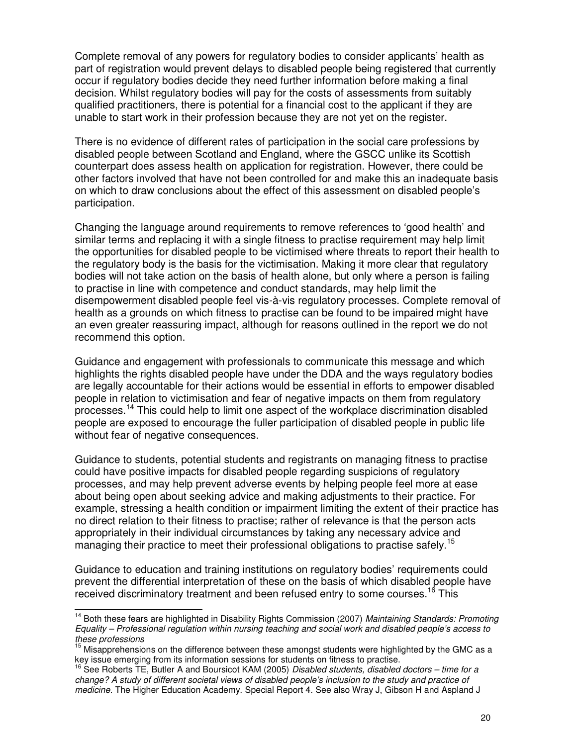Complete removal of any powers for regulatory bodies to consider applicants' health as part of registration would prevent delays to disabled people being registered that currently occur if regulatory bodies decide they need further information before making a final decision. Whilst regulatory bodies will pay for the costs of assessments from suitably qualified practitioners, there is potential for a financial cost to the applicant if they are unable to start work in their profession because they are not yet on the register.

There is no evidence of different rates of participation in the social care professions by disabled people between Scotland and England, where the GSCC unlike its Scottish counterpart does assess health on application for registration. However, there could be other factors involved that have not been controlled for and make this an inadequate basis on which to draw conclusions about the effect of this assessment on disabled people's participation.

Changing the language around requirements to remove references to 'good health' and similar terms and replacing it with a single fitness to practise requirement may help limit the opportunities for disabled people to be victimised where threats to report their health to the regulatory body is the basis for the victimisation. Making it more clear that regulatory bodies will not take action on the basis of health alone, but only where a person is failing to practise in line with competence and conduct standards, may help limit the disempowerment disabled people feel vis-à-vis regulatory processes. Complete removal of health as a grounds on which fitness to practise can be found to be impaired might have an even greater reassuring impact, although for reasons outlined in the report we do not recommend this option.

Guidance and engagement with professionals to communicate this message and which highlights the rights disabled people have under the DDA and the ways regulatory bodies are legally accountable for their actions would be essential in efforts to empower disabled people in relation to victimisation and fear of negative impacts on them from regulatory processes.[14] This could help to limit one aspect of the workplace discrimination disabled people are exposed to encourage the fuller participation of disabled people in public life without fear of negative consequences.

Guidance to students, potential students and registrants on managing fitness to practise could have positive impacts for disabled people regarding suspicions of regulatory processes, and may help prevent adverse events by helping people feel more at ease about being open about seeking advice and making adjustments to their practice. For example, stressing a health condition or impairment limiting the extent of their practice has no direct relation to their fitness to practise; rather of relevance is that the person acts appropriately in their individual circumstances by taking any necessary advice and managing their practice to meet their professional obligations to practise safely.[15]

Guidance to education and training institutions on regulatory bodies' requirements could prevent the differential interpretation of these on the basis of which disabled people have received discriminatory treatment and been refused entry to some courses.[16] This

---

[14] Both these fears are highlighted in Disability Rights Commission (2007) *Maintaining Standards: Promoting Equality – Professional regulation within nursing teaching and social work and disabled people's access to these professions*

[15] Misapprehensions on the difference between these amongst students were highlighted by the GMC as a key issue emerging from its information sessions for students on fitness to practise.

[16] See Roberts TE, Butler A and Boursicot KAM (2005) *Disabled students, disabled doctors – time for a change? A study of different societal views of disabled people's inclusion to the study and practice of medicine.* The Higher Education Academy. Special Report 4. See also Wray J, Gibson H and Aspland J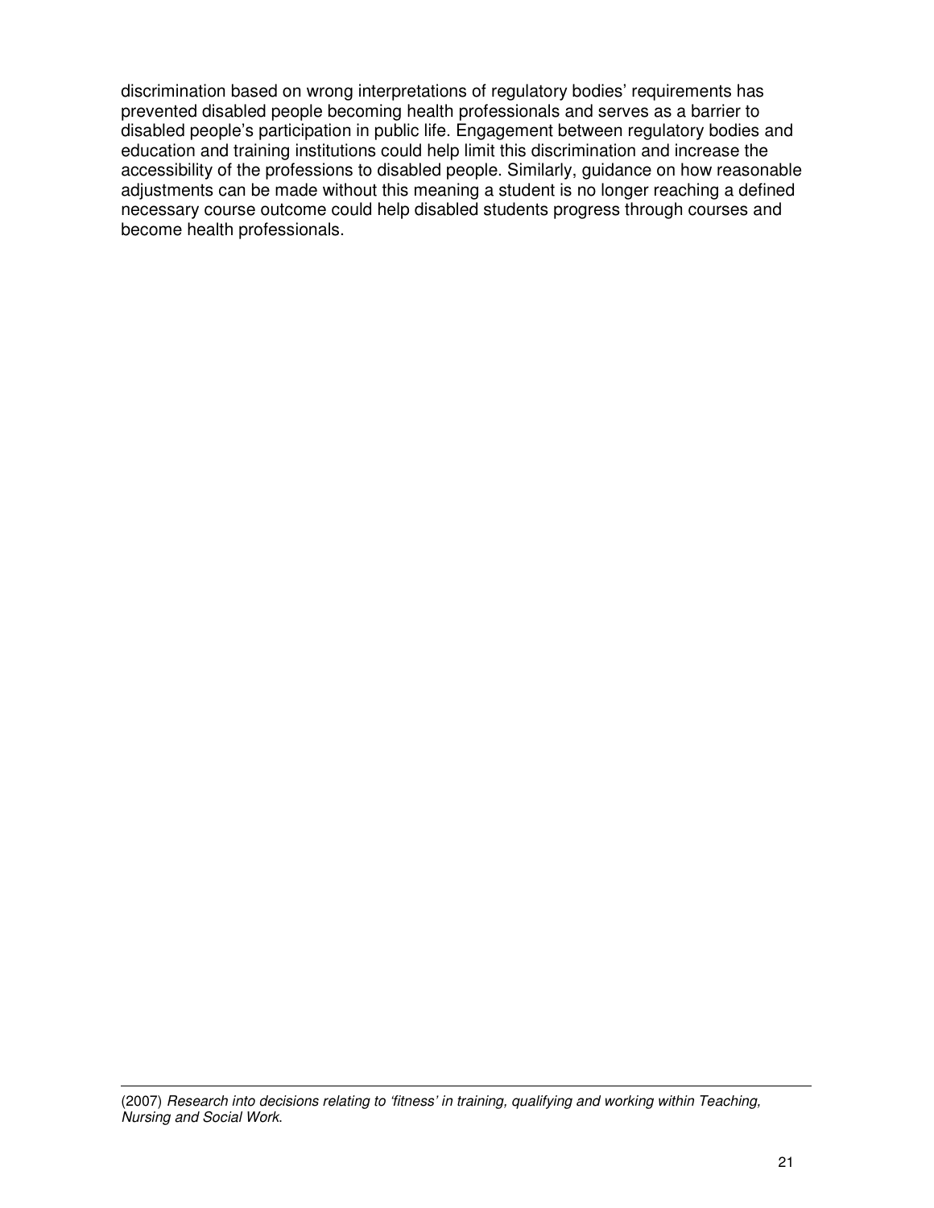discrimination based on wrong interpretations of regulatory bodies' requirements has prevented disabled people becoming health professionals and serves as a barrier to disabled people's participation in public life. Engagement between regulatory bodies and education and training institutions could help limit this discrimination and increase the accessibility of the professions to disabled people. Similarly, guidance on how reasonable adjustments can be made without this meaning a student is no longer reaching a defined necessary course outcome could help disabled students progress through courses and become health professionals.

---

(2007) *Research into decisions relating to 'fitness' in training, qualifying and working within Teaching, Nursing and Social Work.*